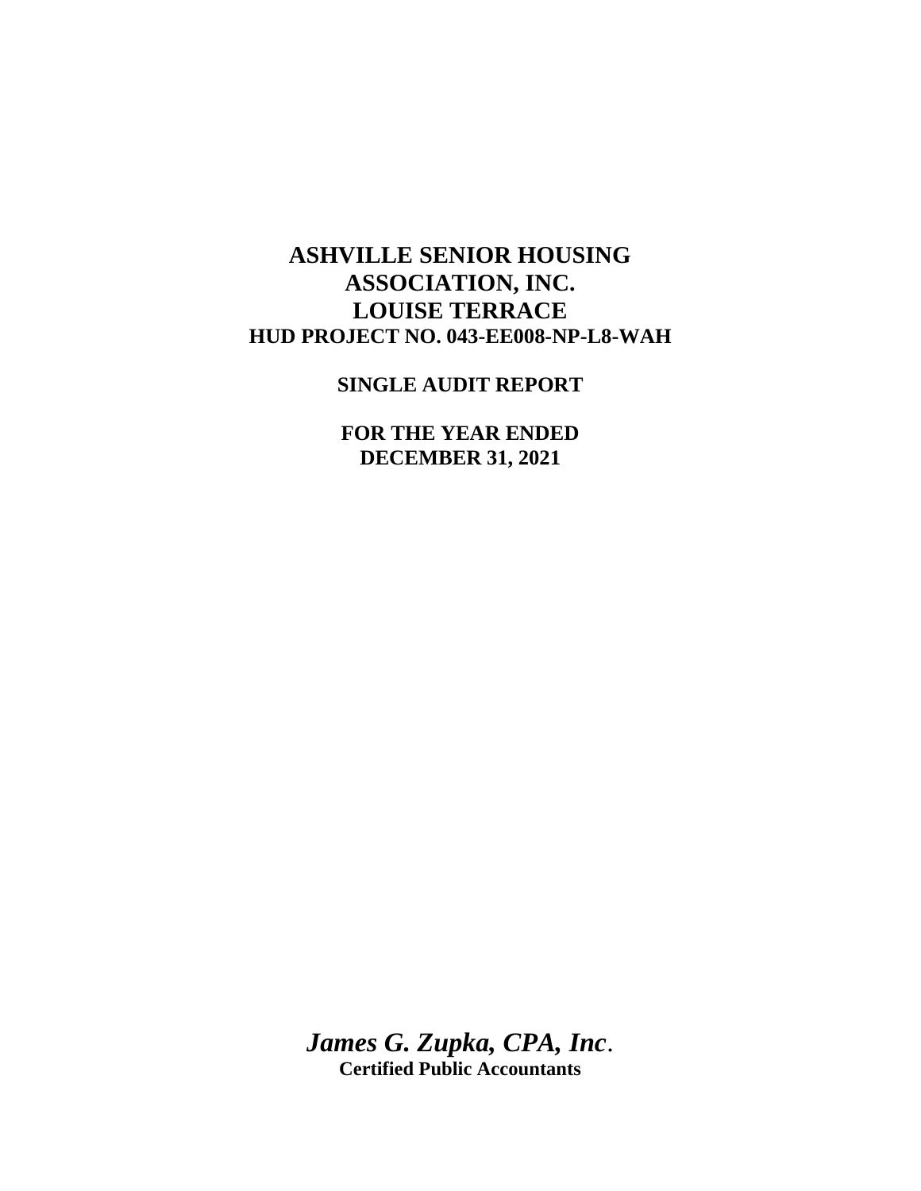# ASHVILLE SENIOR HOUSING ASSOCIATION, INC.
# LOUISE TERRACE
## HUD PROJECT NO. 043-EE008-NP-L8-WAH

**SINGLE AUDIT REPORT**

**FOR THE YEAR ENDED**
**DECEMBER 31, 2021**

***James G. Zupka, CPA, Inc*.**
**Certified Public Accountants**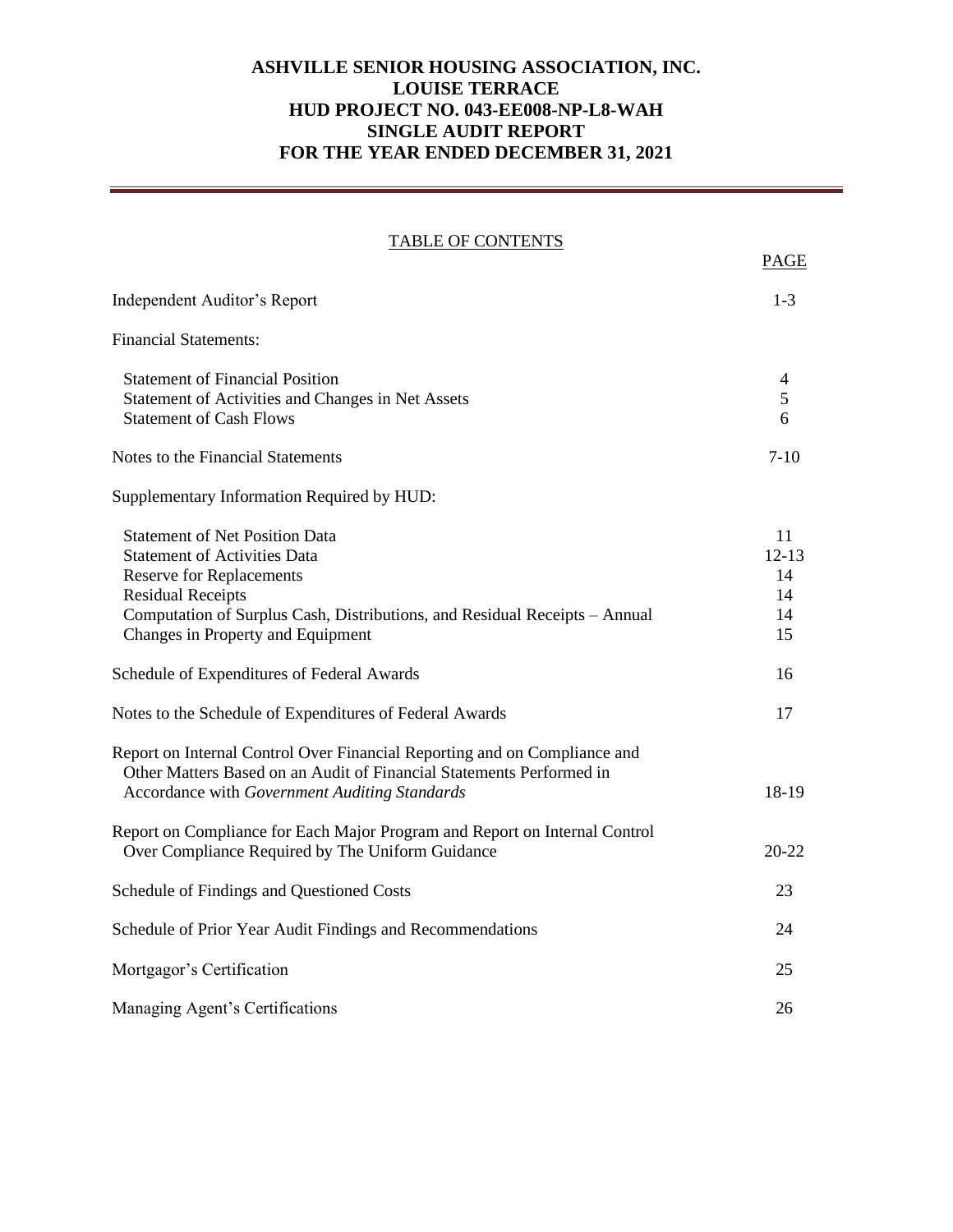# ASHVILLE SENIOR HOUSING ASSOCIATION, INC.
# LOUISE TERRACE
# HUD PROJECT NO. 043-EE008-NP-L8-WAH
# SINGLE AUDIT REPORT
# FOR THE YEAR ENDED DECEMBER 31, 2021

TABLE OF CONTENTS

| | PAGE |
|---|---|
| Independent Auditor's Report | 1-3 |
| Financial Statements: | |
| Statement of Financial Position | 4 |
| Statement of Activities and Changes in Net Assets | 5 |
| Statement of Cash Flows | 6 |
| Notes to the Financial Statements | 7-10 |
| Supplementary Information Required by HUD: | |
| Statement of Net Position Data | 11 |
| Statement of Activities Data | 12-13 |
| Reserve for Replacements | 14 |
| Residual Receipts | 14 |
| Computation of Surplus Cash, Distributions, and Residual Receipts – Annual | 14 |
| Changes in Property and Equipment | 15 |
| Schedule of Expenditures of Federal Awards | 16 |
| Notes to the Schedule of Expenditures of Federal Awards | 17 |
| Report on Internal Control Over Financial Reporting and on Compliance and Other Matters Based on an Audit of Financial Statements Performed in Accordance with *Government Auditing Standards* | 18-19 |
| Report on Compliance for Each Major Program and Report on Internal Control Over Compliance Required by The Uniform Guidance | 20-22 |
| Schedule of Findings and Questioned Costs | 23 |
| Schedule of Prior Year Audit Findings and Recommendations | 24 |
| Mortgagor's Certification | 25 |
| Managing Agent's Certifications | 26 |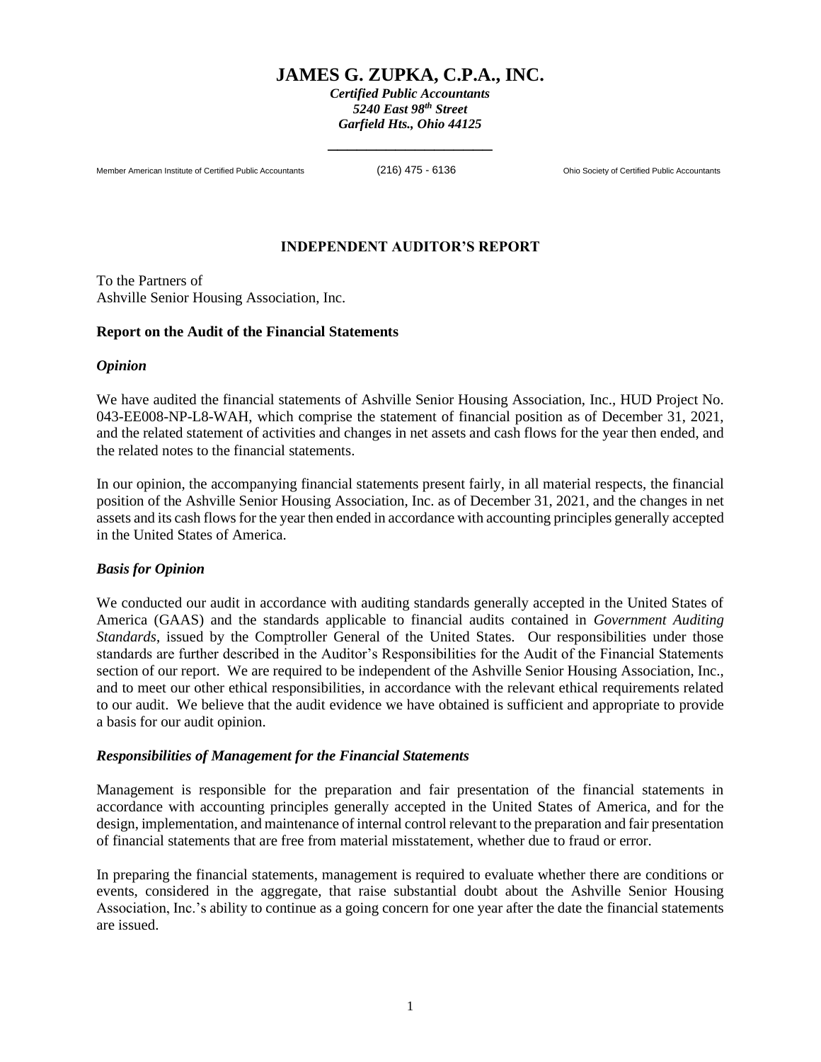# JAMES G. ZUPKA, C.P.A., INC.

***Certified Public Accountants***
***5240 East 98th Street***
***Garfield Hts., Ohio 44125***

Member American Institute of Certified Public Accountants (216) 475 - 6136 Ohio Society of Certified Public Accountants

## INDEPENDENT AUDITOR'S REPORT

To the Partners of
Ashville Senior Housing Association, Inc.

### Report on the Audit of the Financial Statements

#### *Opinion*

We have audited the financial statements of Ashville Senior Housing Association, Inc., HUD Project No. 043-EE008-NP-L8-WAH, which comprise the statement of financial position as of December 31, 2021, and the related statement of activities and changes in net assets and cash flows for the year then ended, and the related notes to the financial statements.

In our opinion, the accompanying financial statements present fairly, in all material respects, the financial position of the Ashville Senior Housing Association, Inc. as of December 31, 2021, and the changes in net assets and its cash flows for the year then ended in accordance with accounting principles generally accepted in the United States of America.

#### *Basis for Opinion*

We conducted our audit in accordance with auditing standards generally accepted in the United States of America (GAAS) and the standards applicable to financial audits contained in *Government Auditing Standards*, issued by the Comptroller General of the United States. Our responsibilities under those standards are further described in the Auditor's Responsibilities for the Audit of the Financial Statements section of our report. We are required to be independent of the Ashville Senior Housing Association, Inc., and to meet our other ethical responsibilities, in accordance with the relevant ethical requirements related to our audit. We believe that the audit evidence we have obtained is sufficient and appropriate to provide a basis for our audit opinion.

#### *Responsibilities of Management for the Financial Statements*

Management is responsible for the preparation and fair presentation of the financial statements in accordance with accounting principles generally accepted in the United States of America, and for the design, implementation, and maintenance of internal control relevant to the preparation and fair presentation of financial statements that are free from material misstatement, whether due to fraud or error.

In preparing the financial statements, management is required to evaluate whether there are conditions or events, considered in the aggregate, that raise substantial doubt about the Ashville Senior Housing Association, Inc.'s ability to continue as a going concern for one year after the date the financial statements are issued.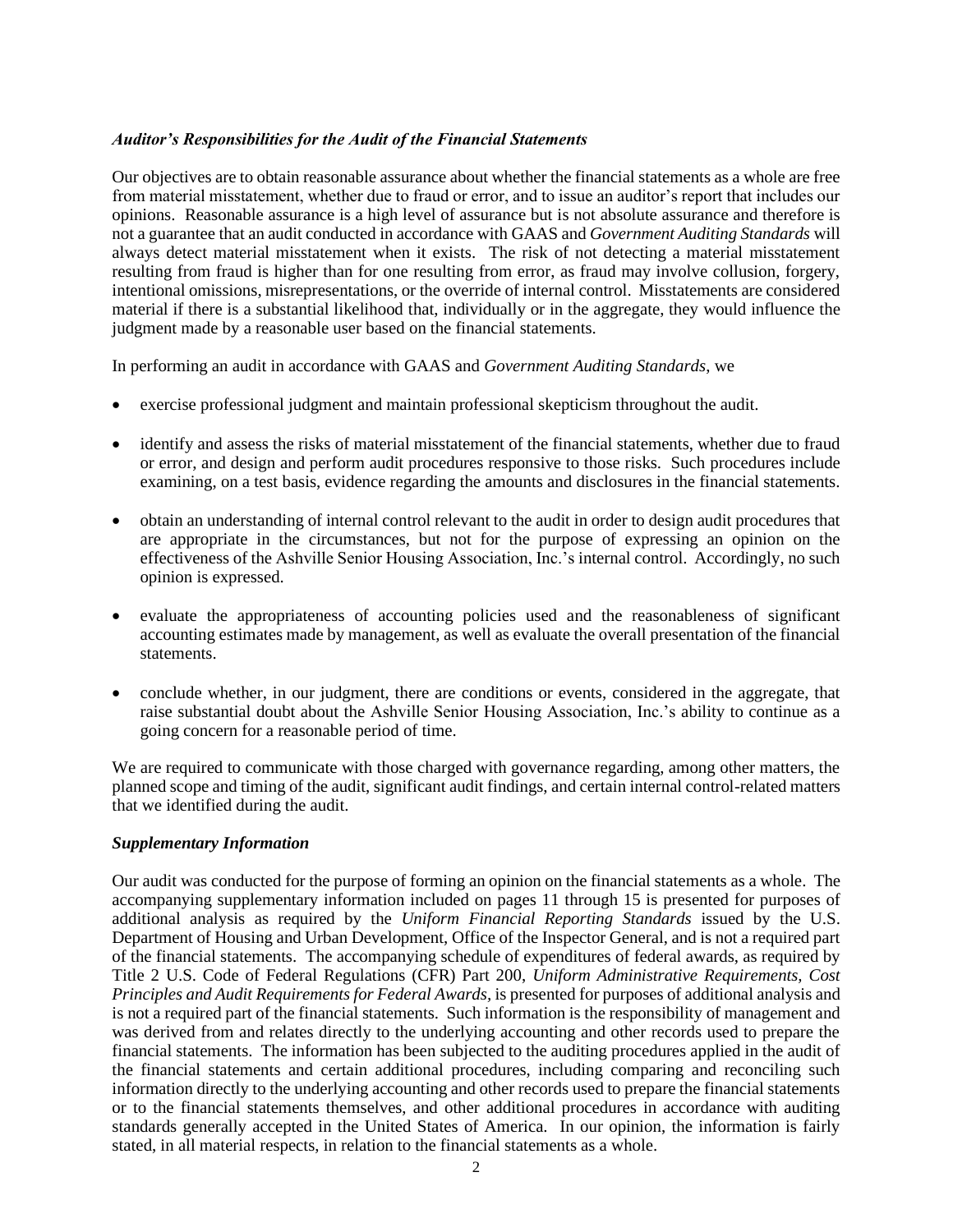### *Auditor's Responsibilities for the Audit of the Financial Statements*

Our objectives are to obtain reasonable assurance about whether the financial statements as a whole are free from material misstatement, whether due to fraud or error, and to issue an auditor's report that includes our opinions. Reasonable assurance is a high level of assurance but is not absolute assurance and therefore is not a guarantee that an audit conducted in accordance with GAAS and *Government Auditing Standards* will always detect material misstatement when it exists. The risk of not detecting a material misstatement resulting from fraud is higher than for one resulting from error, as fraud may involve collusion, forgery, intentional omissions, misrepresentations, or the override of internal control. Misstatements are considered material if there is a substantial likelihood that, individually or in the aggregate, they would influence the judgment made by a reasonable user based on the financial statements.

In performing an audit in accordance with GAAS and *Government Auditing Standards*, we

- exercise professional judgment and maintain professional skepticism throughout the audit.
- identify and assess the risks of material misstatement of the financial statements, whether due to fraud or error, and design and perform audit procedures responsive to those risks. Such procedures include examining, on a test basis, evidence regarding the amounts and disclosures in the financial statements.
- obtain an understanding of internal control relevant to the audit in order to design audit procedures that are appropriate in the circumstances, but not for the purpose of expressing an opinion on the effectiveness of the Ashville Senior Housing Association, Inc.'s internal control. Accordingly, no such opinion is expressed.
- evaluate the appropriateness of accounting policies used and the reasonableness of significant accounting estimates made by management, as well as evaluate the overall presentation of the financial statements.
- conclude whether, in our judgment, there are conditions or events, considered in the aggregate, that raise substantial doubt about the Ashville Senior Housing Association, Inc.'s ability to continue as a going concern for a reasonable period of time.

We are required to communicate with those charged with governance regarding, among other matters, the planned scope and timing of the audit, significant audit findings, and certain internal control-related matters that we identified during the audit.

### *Supplementary Information*

Our audit was conducted for the purpose of forming an opinion on the financial statements as a whole. The accompanying supplementary information included on pages 11 through 15 is presented for purposes of additional analysis as required by the *Uniform Financial Reporting Standards* issued by the U.S. Department of Housing and Urban Development, Office of the Inspector General, and is not a required part of the financial statements. The accompanying schedule of expenditures of federal awards, as required by Title 2 U.S. Code of Federal Regulations (CFR) Part 200, *Uniform Administrative Requirements, Cost Principles and Audit Requirements for Federal Awards*, is presented for purposes of additional analysis and is not a required part of the financial statements. Such information is the responsibility of management and was derived from and relates directly to the underlying accounting and other records used to prepare the financial statements. The information has been subjected to the auditing procedures applied in the audit of the financial statements and certain additional procedures, including comparing and reconciling such information directly to the underlying accounting and other records used to prepare the financial statements or to the financial statements themselves, and other additional procedures in accordance with auditing standards generally accepted in the United States of America. In our opinion, the information is fairly stated, in all material respects, in relation to the financial statements as a whole.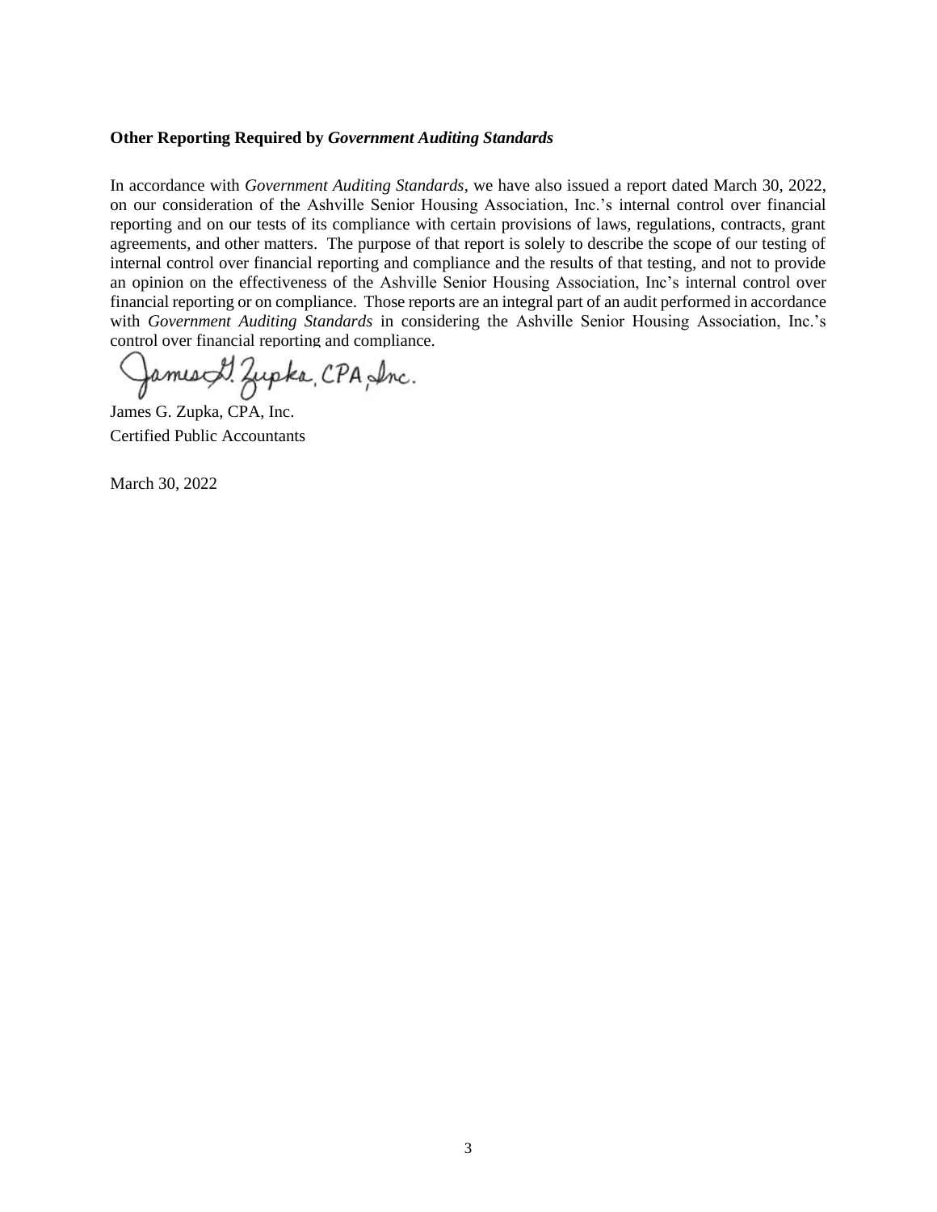**Other Reporting Required by *Government Auditing Standards***

In accordance with *Government Auditing Standards*, we have also issued a report dated March 30, 2022, on our consideration of the Ashville Senior Housing Association, Inc.'s internal control over financial reporting and on our tests of its compliance with certain provisions of laws, regulations, contracts, grant agreements, and other matters. The purpose of that report is solely to describe the scope of our testing of internal control over financial reporting and compliance and the results of that testing, and not to provide an opinion on the effectiveness of the Ashville Senior Housing Association, Inc's internal control over financial reporting or on compliance. Those reports are an integral part of an audit performed in accordance with *Government Auditing Standards* in considering the Ashville Senior Housing Association, Inc.'s control over financial reporting and compliance.

James G. Zupka, CPA, Inc.

James G. Zupka, CPA, Inc.
Certified Public Accountants

March 30, 2022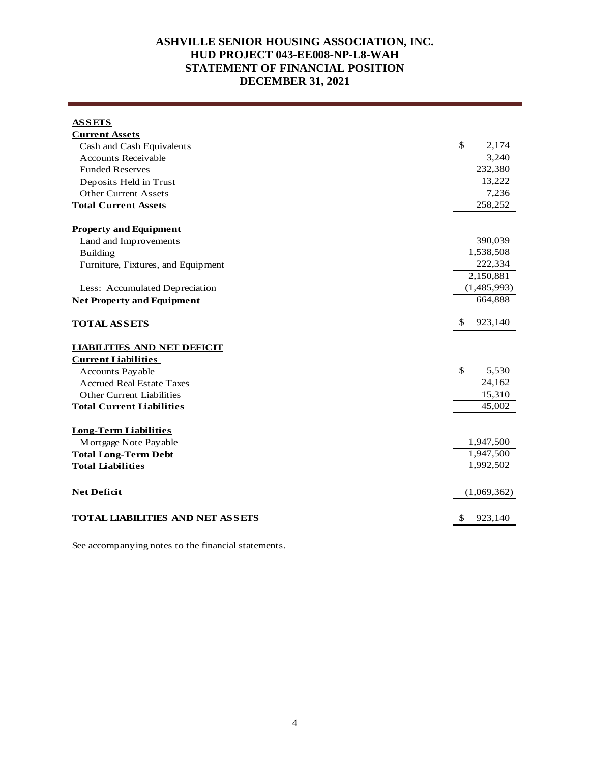# ASHVILLE SENIOR HOUSING ASSOCIATION, INC.
# HUD PROJECT 043-EE008-NP-L8-WAH
# STATEMENT OF FINANCIAL POSITION
# DECEMBER 31, 2021

| | |
|---|---|
| **ASSETS** | |
| **Current Assets** | |
| Cash and Cash Equivalents | $ 2,174 |
| Accounts Receivable | 3,240 |
| Funded Reserves | 232,380 |
| Deposits Held in Trust | 13,222 |
| Other Current Assets | 7,236 |
| **Total Current Assets** | 258,252 |
| | |
| **Property and Equipment** | |
| Land and Improvements | 390,039 |
| Building | 1,538,508 |
| Furniture, Fixtures, and Equipment | 222,334 |
| | 2,150,881 |
| Less: Accumulated Depreciation | (1,485,993) |
| **Net Property and Equipment** | 664,888 |
| | |
| **TOTAL ASSETS** | $ 923,140 |
| | |
| **LIABILITIES AND NET DEFICIT** | |
| **Current Liabilities** | |
| Accounts Payable | $ 5,530 |
| Accrued Real Estate Taxes | 24,162 |
| Other Current Liabilities | 15,310 |
| **Total Current Liabilities** | 45,002 |
| | |
| **Long-Term Liabilities** | |
| Mortgage Note Payable | 1,947,500 |
| **Total Long-Term Debt** | 1,947,500 |
| **Total Liabilities** | 1,992,502 |
| | |
| **Net Deficit** | (1,069,362) |
| | |
| **TOTAL LIABILITIES AND NET ASSETS** | $ 923,140 |

See accompanying notes to the financial statements.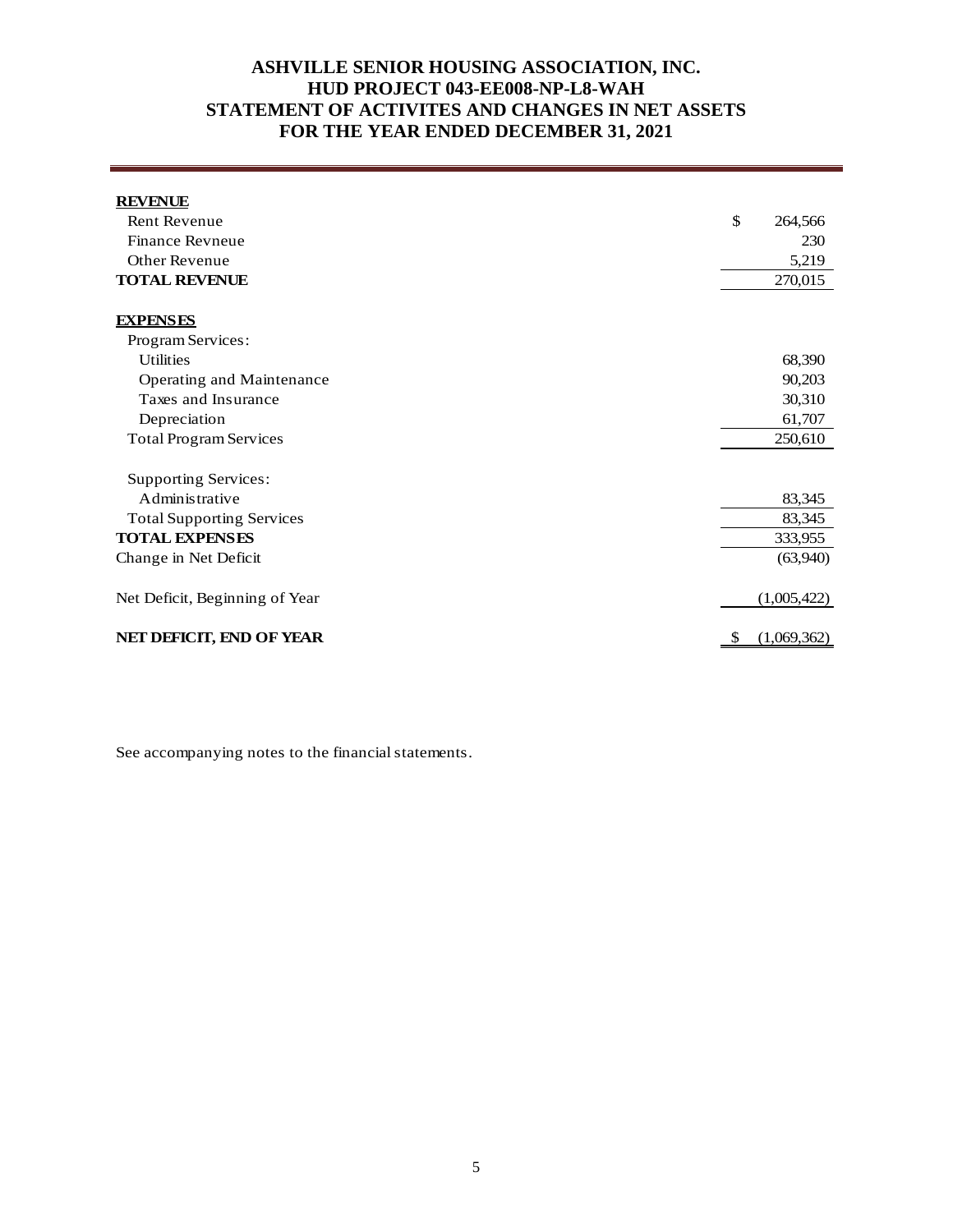# ASHVILLE SENIOR HOUSING ASSOCIATION, INC.
## HUD PROJECT 043-EE008-NP-L8-WAH
## STATEMENT OF ACTIVITES AND CHANGES IN NET ASSETS
## FOR THE YEAR ENDED DECEMBER 31, 2021

| | |
|---|---|
| **REVENUE** | |
| Rent Revenue | $ 264,566 |
| Finance Revneue | 230 |
| Other Revenue | 5,219 |
| **TOTAL REVENUE** | 270,015 |
| | |
| **EXPENSES** | |
| Program Services: | |
| Utilities | 68,390 |
| Operating and Maintenance | 90,203 |
| Taxes and Insurance | 30,310 |
| Depreciation | 61,707 |
| Total Program Services | 250,610 |
| | |
| Supporting Services: | |
| Administrative | 83,345 |
| Total Supporting Services | 83,345 |
| **TOTAL EXPENSES** | 333,955 |
| Change in Net Deficit | (63,940) |
| | |
| Net Deficit, Beginning of Year | (1,005,422) |
| | |
| **NET DEFICIT, END OF YEAR** | $ (1,069,362) |

See accompanying notes to the financial statements.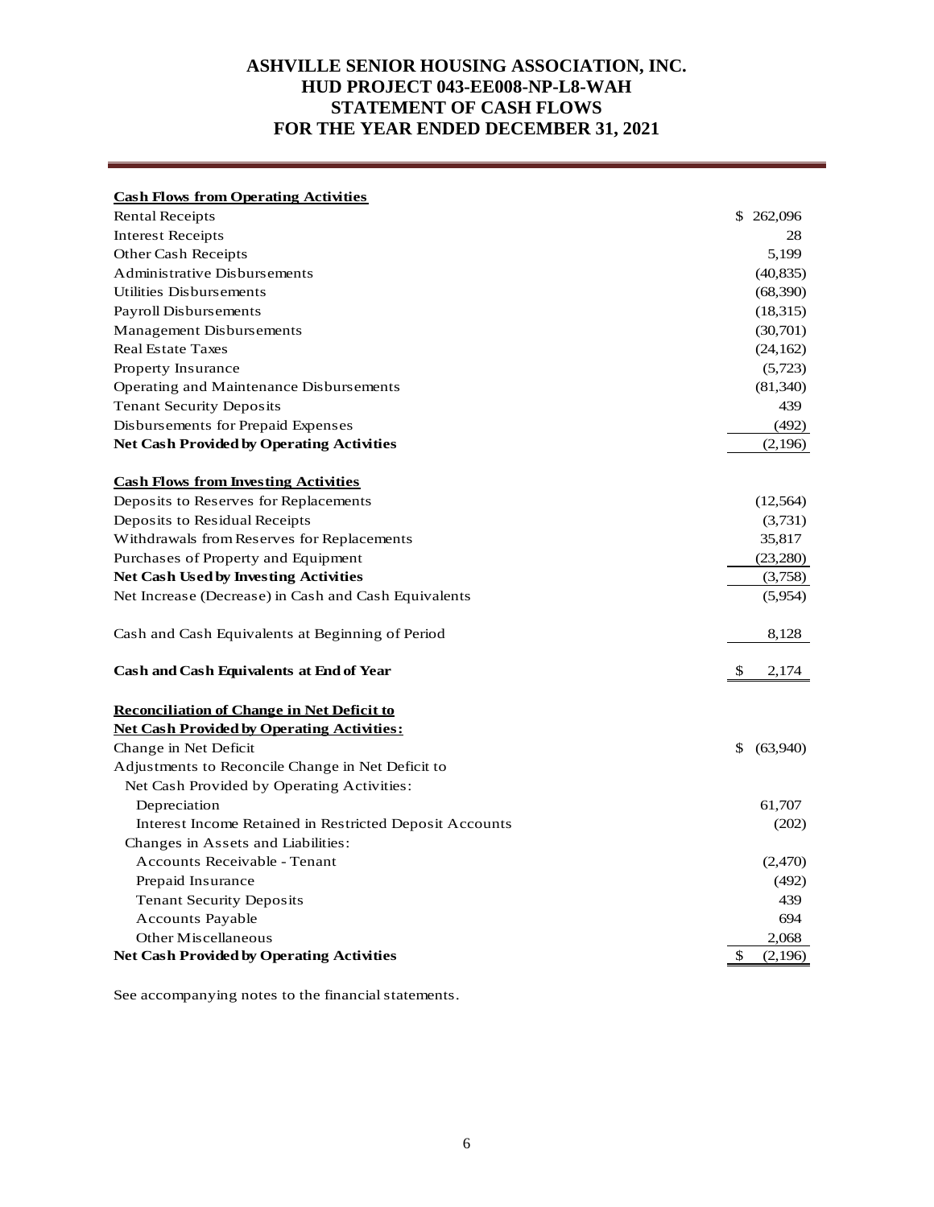# ASHVILLE SENIOR HOUSING ASSOCIATION, INC.
# HUD PROJECT 043-EE008-NP-L8-WAH
# STATEMENT OF CASH FLOWS
# FOR THE YEAR ENDED DECEMBER 31, 2021

| | |
|---|---|
| **Cash Flows from Operating Activities** | |
| Rental Receipts | $ 262,096 |
| Interest Receipts | 28 |
| Other Cash Receipts | 5,199 |
| Administrative Disbursements | (40,835) |
| Utilities Disbursements | (68,390) |
| Payroll Disbursements | (18,315) |
| Management Disbursements | (30,701) |
| Real Estate Taxes | (24,162) |
| Property Insurance | (5,723) |
| Operating and Maintenance Disbursements | (81,340) |
| Tenant Security Deposits | 439 |
| Disbursements for Prepaid Expenses | (492) |
| **Net Cash Provided by Operating Activities** | (2,196) |
| | |
| **Cash Flows from Investing Activities** | |
| Deposits to Reserves for Replacements | (12,564) |
| Deposits to Residual Receipts | (3,731) |
| Withdrawals from Reserves for Replacements | 35,817 |
| Purchases of Property and Equipment | (23,280) |
| **Net Cash Used by Investing Activities** | (3,758) |
| Net Increase (Decrease) in Cash and Cash Equivalents | (5,954) |
| | |
| Cash and Cash Equivalents at Beginning of Period | 8,128 |
| | |
| **Cash and Cash Equivalents at End of Year** | $ 2,174 |
| | |
| **Reconciliation of Change in Net Deficit to Net Cash Provided by Operating Activities:** | |
| Change in Net Deficit | $ (63,940) |
| Adjustments to Reconcile Change in Net Deficit to Net Cash Provided by Operating Activities: | |
| Depreciation | 61,707 |
| Interest Income Retained in Restricted Deposit Accounts | (202) |
| Changes in Assets and Liabilities: | |
| Accounts Receivable - Tenant | (2,470) |
| Prepaid Insurance | (492) |
| Tenant Security Deposits | 439 |
| Accounts Payable | 694 |
| Other Miscellaneous | 2,068 |
| **Net Cash Provided by Operating Activities** | $ (2,196) |

See accompanying notes to the financial statements.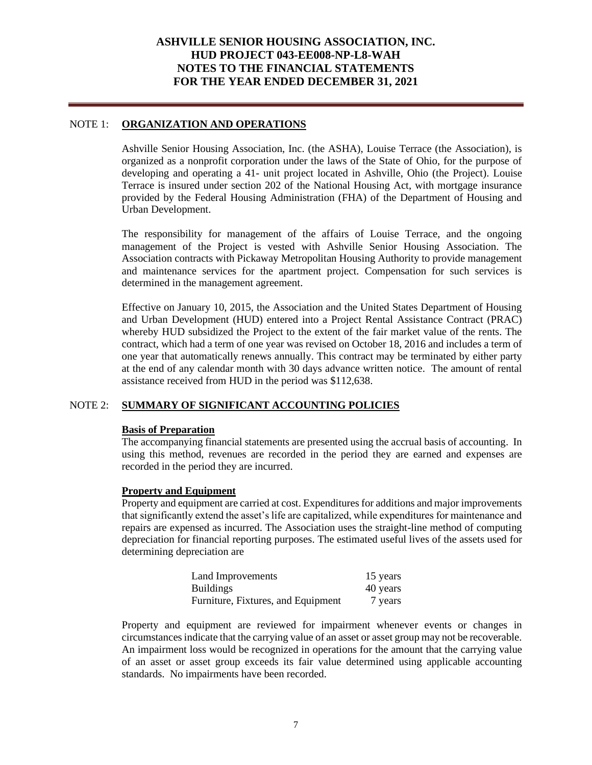# ASHVILLE SENIOR HOUSING ASSOCIATION, INC.
# HUD PROJECT 043-EE008-NP-L8-WAH
# NOTES TO THE FINANCIAL STATEMENTS
# FOR THE YEAR ENDED DECEMBER 31, 2021

## NOTE 1: ORGANIZATION AND OPERATIONS

Ashville Senior Housing Association, Inc. (the ASHA), Louise Terrace (the Association), is organized as a nonprofit corporation under the laws of the State of Ohio, for the purpose of developing and operating a 41- unit project located in Ashville, Ohio (the Project). Louise Terrace is insured under section 202 of the National Housing Act, with mortgage insurance provided by the Federal Housing Administration (FHA) of the Department of Housing and Urban Development.

The responsibility for management of the affairs of Louise Terrace, and the ongoing management of the Project is vested with Ashville Senior Housing Association. The Association contracts with Pickaway Metropolitan Housing Authority to provide management and maintenance services for the apartment project. Compensation for such services is determined in the management agreement.

Effective on January 10, 2015, the Association and the United States Department of Housing and Urban Development (HUD) entered into a Project Rental Assistance Contract (PRAC) whereby HUD subsidized the Project to the extent of the fair market value of the rents. The contract, which had a term of one year was revised on October 18, 2016 and includes a term of one year that automatically renews annually. This contract may be terminated by either party at the end of any calendar month with 30 days advance written notice. The amount of rental assistance received from HUD in the period was $112,638.

## NOTE 2: SUMMARY OF SIGNIFICANT ACCOUNTING POLICIES

### Basis of Preparation

The accompanying financial statements are presented using the accrual basis of accounting. In using this method, revenues are recorded in the period they are earned and expenses are recorded in the period they are incurred.

### Property and Equipment

Property and equipment are carried at cost. Expenditures for additions and major improvements that significantly extend the asset's life are capitalized, while expenditures for maintenance and repairs are expensed as incurred. The Association uses the straight-line method of computing depreciation for financial reporting purposes. The estimated useful lives of the assets used for determining depreciation are

| | |
|---|---|
| Land Improvements | 15 years |
| Buildings | 40 years |
| Furniture, Fixtures, and Equipment | 7 years |

Property and equipment are reviewed for impairment whenever events or changes in circumstances indicate that the carrying value of an asset or asset group may not be recoverable. An impairment loss would be recognized in operations for the amount that the carrying value of an asset or asset group exceeds its fair value determined using applicable accounting standards. No impairments have been recorded.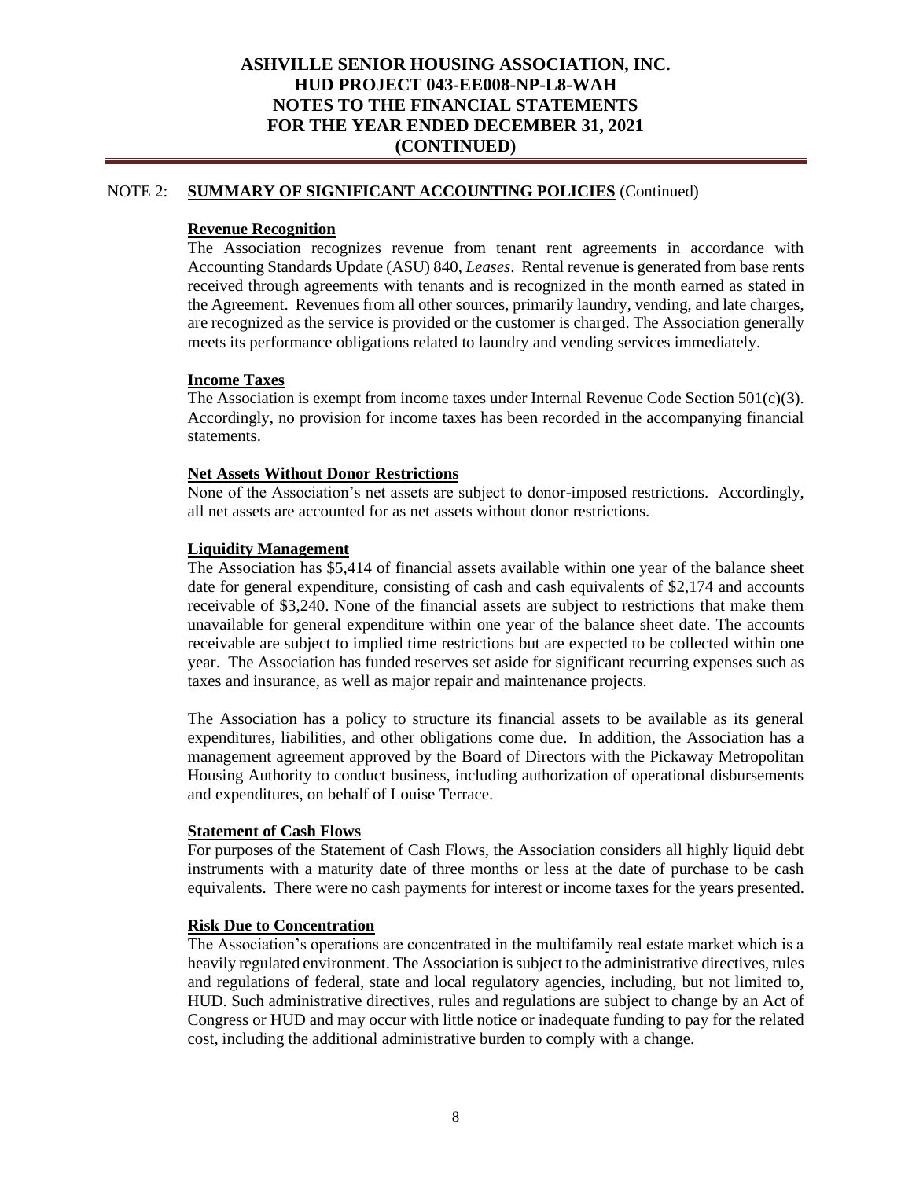NOTE 2: **SUMMARY OF SIGNIFICANT ACCOUNTING POLICIES** (Continued)

**Revenue Recognition**

The Association recognizes revenue from tenant rent agreements in accordance with Accounting Standards Update (ASU) 840, *Leases*. Rental revenue is generated from base rents received through agreements with tenants and is recognized in the month earned as stated in the Agreement. Revenues from all other sources, primarily laundry, vending, and late charges, are recognized as the service is provided or the customer is charged. The Association generally meets its performance obligations related to laundry and vending services immediately.

**Income Taxes**

The Association is exempt from income taxes under Internal Revenue Code Section 501(c)(3). Accordingly, no provision for income taxes has been recorded in the accompanying financial statements.

**Net Assets Without Donor Restrictions**

None of the Association's net assets are subject to donor-imposed restrictions. Accordingly, all net assets are accounted for as net assets without donor restrictions.

**Liquidity Management**

The Association has $5,414 of financial assets available within one year of the balance sheet date for general expenditure, consisting of cash and cash equivalents of $2,174 and accounts receivable of $3,240. None of the financial assets are subject to restrictions that make them unavailable for general expenditure within one year of the balance sheet date. The accounts receivable are subject to implied time restrictions but are expected to be collected within one year. The Association has funded reserves set aside for significant recurring expenses such as taxes and insurance, as well as major repair and maintenance projects.

The Association has a policy to structure its financial assets to be available as its general expenditures, liabilities, and other obligations come due. In addition, the Association has a management agreement approved by the Board of Directors with the Pickaway Metropolitan Housing Authority to conduct business, including authorization of operational disbursements and expenditures, on behalf of Louise Terrace.

**Statement of Cash Flows**

For purposes of the Statement of Cash Flows, the Association considers all highly liquid debt instruments with a maturity date of three months or less at the date of purchase to be cash equivalents. There were no cash payments for interest or income taxes for the years presented.

**Risk Due to Concentration**

The Association's operations are concentrated in the multifamily real estate market which is a heavily regulated environment. The Association is subject to the administrative directives, rules and regulations of federal, state and local regulatory agencies, including, but not limited to, HUD. Such administrative directives, rules and regulations are subject to change by an Act of Congress or HUD and may occur with little notice or inadequate funding to pay for the related cost, including the additional administrative burden to comply with a change.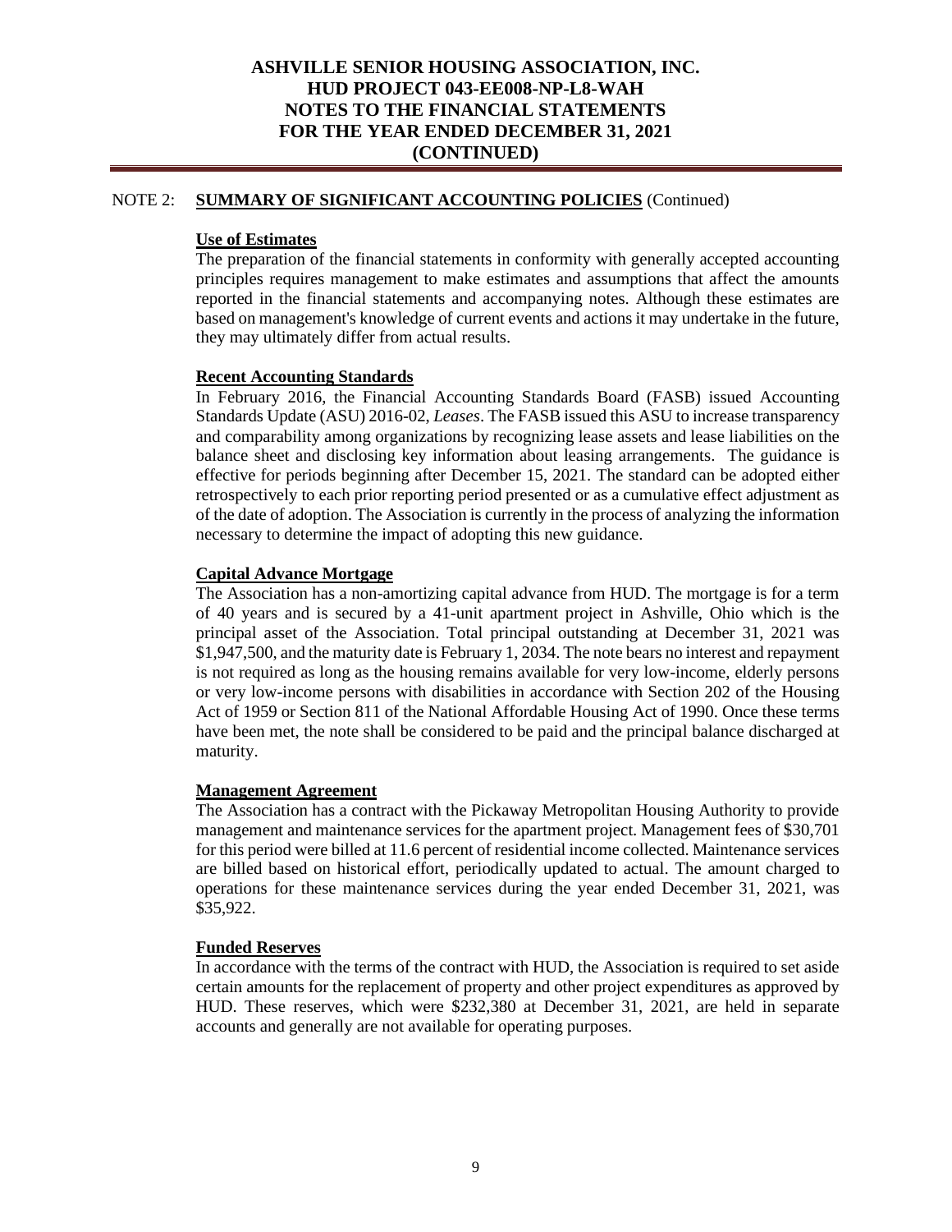# ASHVILLE SENIOR HOUSING ASSOCIATION, INC.
# HUD PROJECT 043-EE008-NP-L8-WAH
# NOTES TO THE FINANCIAL STATEMENTS
# FOR THE YEAR ENDED DECEMBER 31, 2021
# (CONTINUED)

NOTE 2: **SUMMARY OF SIGNIFICANT ACCOUNTING POLICIES** (Continued)

**Use of Estimates**

The preparation of the financial statements in conformity with generally accepted accounting principles requires management to make estimates and assumptions that affect the amounts reported in the financial statements and accompanying notes. Although these estimates are based on management's knowledge of current events and actions it may undertake in the future, they may ultimately differ from actual results.

**Recent Accounting Standards**

In February 2016, the Financial Accounting Standards Board (FASB) issued Accounting Standards Update (ASU) 2016-02, *Leases*. The FASB issued this ASU to increase transparency and comparability among organizations by recognizing lease assets and lease liabilities on the balance sheet and disclosing key information about leasing arrangements. The guidance is effective for periods beginning after December 15, 2021. The standard can be adopted either retrospectively to each prior reporting period presented or as a cumulative effect adjustment as of the date of adoption. The Association is currently in the process of analyzing the information necessary to determine the impact of adopting this new guidance.

**Capital Advance Mortgage**

The Association has a non-amortizing capital advance from HUD. The mortgage is for a term of 40 years and is secured by a 41-unit apartment project in Ashville, Ohio which is the principal asset of the Association. Total principal outstanding at December 31, 2021 was $1,947,500, and the maturity date is February 1, 2034. The note bears no interest and repayment is not required as long as the housing remains available for very low-income, elderly persons or very low-income persons with disabilities in accordance with Section 202 of the Housing Act of 1959 or Section 811 of the National Affordable Housing Act of 1990. Once these terms have been met, the note shall be considered to be paid and the principal balance discharged at maturity.

**Management Agreement**

The Association has a contract with the Pickaway Metropolitan Housing Authority to provide management and maintenance services for the apartment project. Management fees of $30,701 for this period were billed at 11.6 percent of residential income collected. Maintenance services are billed based on historical effort, periodically updated to actual. The amount charged to operations for these maintenance services during the year ended December 31, 2021, was $35,922.

**Funded Reserves**

In accordance with the terms of the contract with HUD, the Association is required to set aside certain amounts for the replacement of property and other project expenditures as approved by HUD. These reserves, which were $232,380 at December 31, 2021, are held in separate accounts and generally are not available for operating purposes.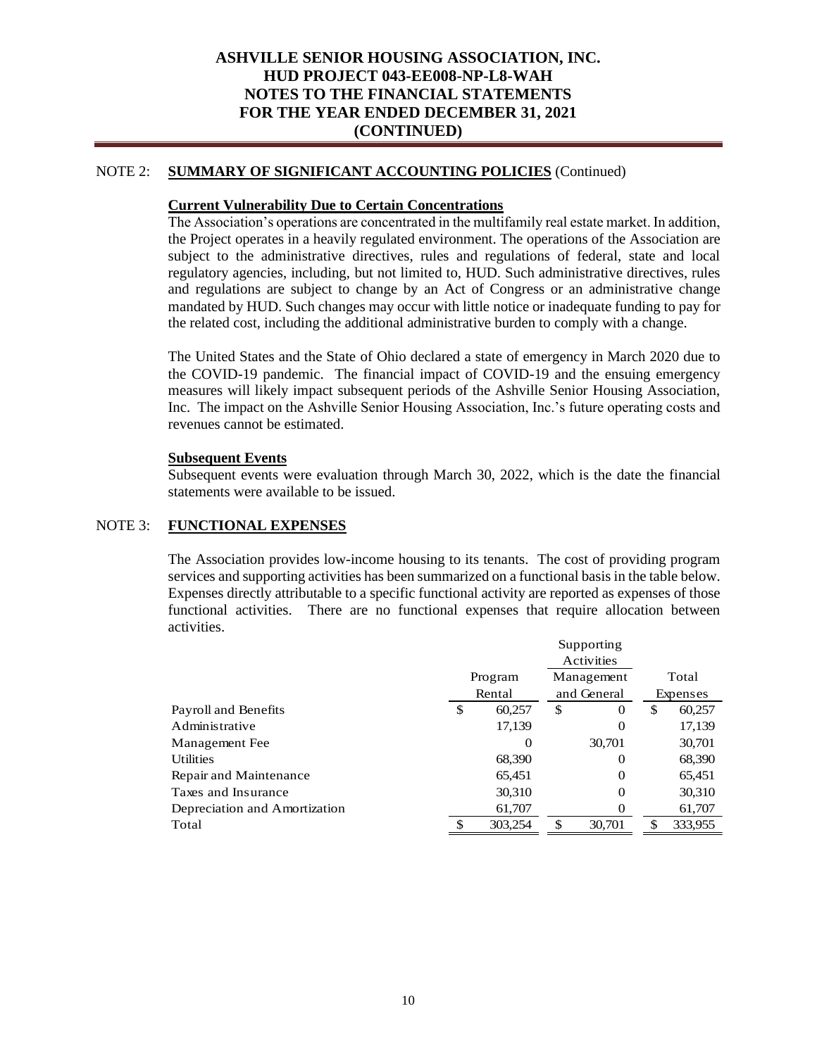# ASHVILLE SENIOR HOUSING ASSOCIATION, INC.
# HUD PROJECT 043-EE008-NP-L8-WAH
# NOTES TO THE FINANCIAL STATEMENTS
# FOR THE YEAR ENDED DECEMBER 31, 2021
# (CONTINUED)

## NOTE 2: SUMMARY OF SIGNIFICANT ACCOUNTING POLICIES (Continued)

### Current Vulnerability Due to Certain Concentrations

The Association's operations are concentrated in the multifamily real estate market. In addition, the Project operates in a heavily regulated environment. The operations of the Association are subject to the administrative directives, rules and regulations of federal, state and local regulatory agencies, including, but not limited to, HUD. Such administrative directives, rules and regulations are subject to change by an Act of Congress or an administrative change mandated by HUD. Such changes may occur with little notice or inadequate funding to pay for the related cost, including the additional administrative burden to comply with a change.

The United States and the State of Ohio declared a state of emergency in March 2020 due to the COVID-19 pandemic. The financial impact of COVID-19 and the ensuing emergency measures will likely impact subsequent periods of the Ashville Senior Housing Association, Inc. The impact on the Ashville Senior Housing Association, Inc.'s future operating costs and revenues cannot be estimated.

### Subsequent Events

Subsequent events were evaluation through March 30, 2022, which is the date the financial statements were available to be issued.

## NOTE 3: FUNCTIONAL EXPENSES

The Association provides low-income housing to its tenants. The cost of providing program services and supporting activities has been summarized on a functional basis in the table below. Expenses directly attributable to a specific functional activity are reported as expenses of those functional activities. There are no functional expenses that require allocation between activities.

| | Program Rental | Supporting Activities Management and General | Total Expenses |
|---|---|---|---|
| Payroll and Benefits | $ 60,257 | $ 0 | $ 60,257 |
| Administrative | 17,139 | 0 | 17,139 |
| Management Fee | 0 | 30,701 | 30,701 |
| Utilities | 68,390 | 0 | 68,390 |
| Repair and Maintenance | 65,451 | 0 | 65,451 |
| Taxes and Insurance | 30,310 | 0 | 30,310 |
| Depreciation and Amortization | 61,707 | 0 | 61,707 |
| Total | $ 303,254 | $ 30,701 | $ 333,955 |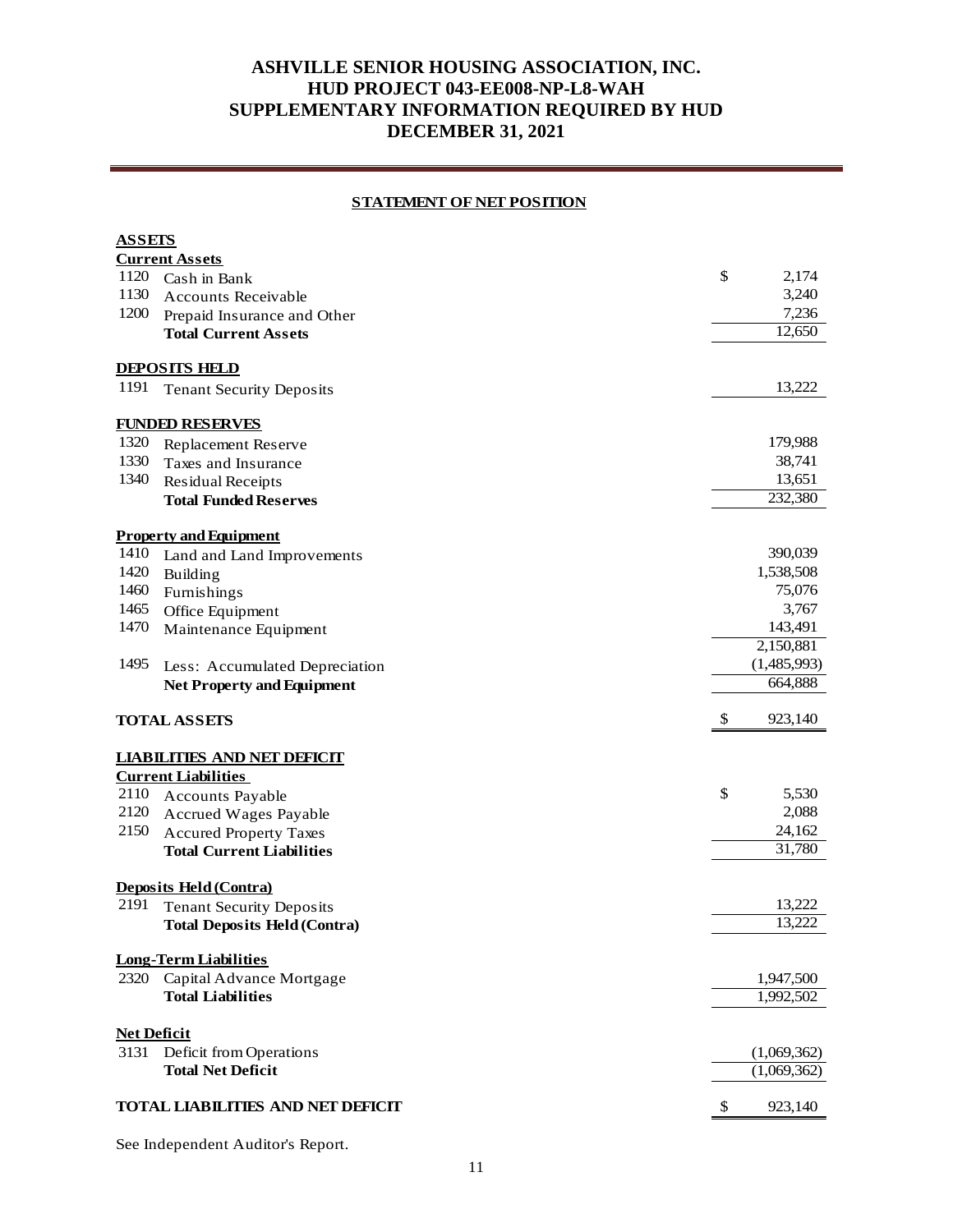# ASHVILLE SENIOR HOUSING ASSOCIATION, INC.
# HUD PROJECT 043-EE008-NP-L8-WAH
# SUPPLEMENTARY INFORMATION REQUIRED BY HUD
# DECEMBER 31, 2021

## STATEMENT OF NET POSITION

| | | |
|---|---|---|
| **ASSETS** | | |
| **Current Assets** | | |
| 1120 | Cash in Bank | $ 2,174 |
| 1130 | Accounts Receivable | 3,240 |
| 1200 | Prepaid Insurance and Other | 7,236 |
| | **Total Current Assets** | 12,650 |
| **DEPOSITS HELD** | | |
| 1191 | Tenant Security Deposits | 13,222 |
| **FUNDED RESERVES** | | |
| 1320 | Replacement Reserve | 179,988 |
| 1330 | Taxes and Insurance | 38,741 |
| 1340 | Residual Receipts | 13,651 |
| | **Total Funded Reserves** | 232,380 |
| **Property and Equipment** | | |
| 1410 | Land and Land Improvements | 390,039 |
| 1420 | Building | 1,538,508 |
| 1460 | Furnishings | 75,076 |
| 1465 | Office Equipment | 3,767 |
| 1470 | Maintenance Equipment | 143,491 |
| | | 2,150,881 |
| 1495 | Less: Accumulated Depreciation | (1,485,993) |
| | **Net Property and Equipment** | 664,888 |
| **TOTAL ASSETS** | | $ 923,140 |
| **LIABILITIES AND NET DEFICIT** | | |
| **Current Liabilities** | | |
| 2110 | Accounts Payable | $ 5,530 |
| 2120 | Accrued Wages Payable | 2,088 |
| 2150 | Accured Property Taxes | 24,162 |
| | **Total Current Liabilities** | 31,780 |
| **Deposits Held (Contra)** | | |
| 2191 | Tenant Security Deposits | 13,222 |
| | **Total Deposits Held (Contra)** | 13,222 |
| **Long-Term Liabilities** | | |
| 2320 | Capital Advance Mortgage | 1,947,500 |
| | **Total Liabilities** | 1,992,502 |
| **Net Deficit** | | |
| 3131 | Deficit from Operations | (1,069,362) |
| | **Total Net Deficit** | (1,069,362) |
| **TOTAL LIABILITIES AND NET DEFICIT** | | $ 923,140 |

See Independent Auditor's Report.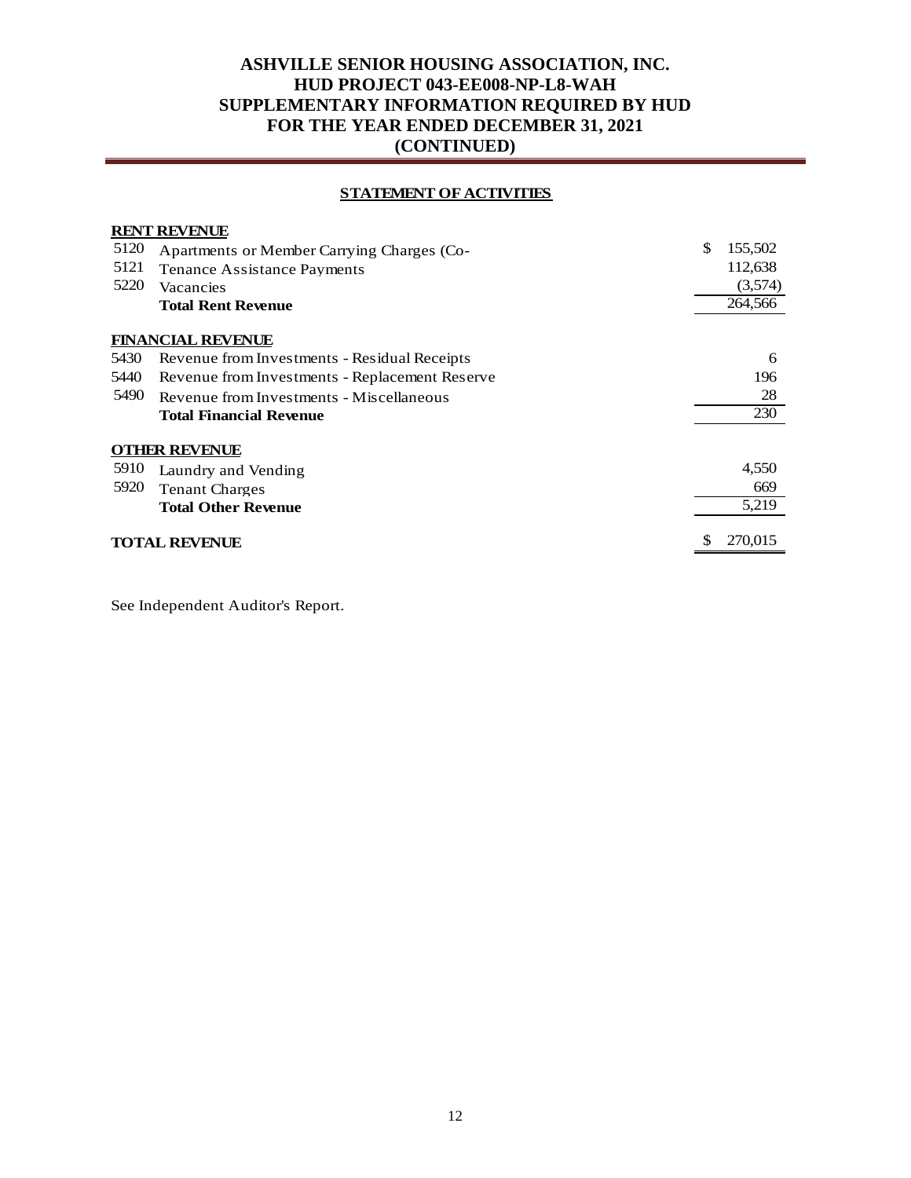# ASHVILLE SENIOR HOUSING ASSOCIATION, INC.
## HUD PROJECT 043-EE008-NP-L8-WAH
## SUPPLEMENTARY INFORMATION REQUIRED BY HUD
## FOR THE YEAR ENDED DECEMBER 31, 2021
## (CONTINUED)

### STATEMENT OF ACTIVITIES

| | | |
|---|---|---|
| | **RENT REVENUE** | |
| 5120 | Apartments or Member Carrying Charges (Co- | $ 155,502 |
| 5121 | Tenance Assistance Payments | 112,638 |
| 5220 | Vacancies | (3,574) |
| | **Total Rent Revenue** | 264,566 |
| | **FINANCIAL REVENUE** | |
| 5430 | Revenue from Investments - Residual Receipts | 6 |
| 5440 | Revenue from Investments - Replacement Reserve | 196 |
| 5490 | Revenue from Investments - Miscellaneous | 28 |
| | **Total Financial Revenue** | 230 |
| | **OTHER REVENUE** | |
| 5910 | Laundry and Vending | 4,550 |
| 5920 | Tenant Charges | 669 |
| | **Total Other Revenue** | 5,219 |
| | **TOTAL REVENUE** | $ 270,015 |

See Independent Auditor's Report.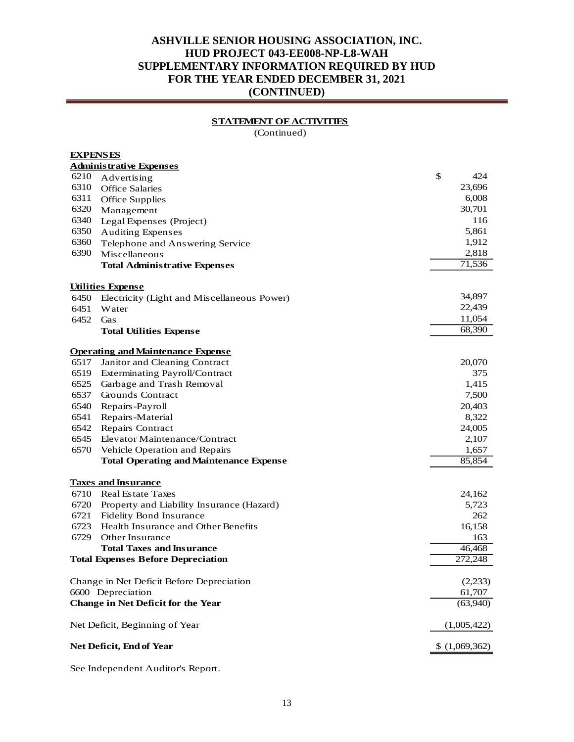# ASHVILLE SENIOR HOUSING ASSOCIATION, INC.
## HUD PROJECT 043-EE008-NP-L8-WAH
## SUPPLEMENTARY INFORMATION REQUIRED BY HUD
## FOR THE YEAR ENDED DECEMBER 31, 2021
## (CONTINUED)

### STATEMENT OF ACTIVITIES
(Continued)

| | | |
|---|---|---|
| **EXPENSES** | | |
| **Administrative Expenses** | | |
| 6210 | Advertising | $ 424 |
| 6310 | Office Salaries | 23,696 |
| 6311 | Office Supplies | 6,008 |
| 6320 | Management | 30,701 |
| 6340 | Legal Expenses (Project) | 116 |
| 6350 | Auditing Expenses | 5,861 |
| 6360 | Telephone and Answering Service | 1,912 |
| 6390 | Miscellaneous | 2,818 |
| | **Total Administrative Expenses** | 71,536 |
| **Utilities Expense** | | |
| 6450 | Electricity (Light and Miscellaneous Power) | 34,897 |
| 6451 | Water | 22,439 |
| 6452 | Gas | 11,054 |
| | **Total Utilities Expense** | 68,390 |
| **Operating and Maintenance Expense** | | |
| 6517 | Janitor and Cleaning Contract | 20,070 |
| 6519 | Exterminating Payroll/Contract | 375 |
| 6525 | Garbage and Trash Removal | 1,415 |
| 6537 | Grounds Contract | 7,500 |
| 6540 | Repairs-Payroll | 20,403 |
| 6541 | Repairs-Material | 8,322 |
| 6542 | Repairs Contract | 24,005 |
| 6545 | Elevator Maintenance/Contract | 2,107 |
| 6570 | Vehicle Operation and Repairs | 1,657 |
| | **Total Operating and Maintenance Expense** | 85,854 |
| **Taxes and Insurance** | | |
| 6710 | Real Estate Taxes | 24,162 |
| 6720 | Property and Liability Insurance (Hazard) | 5,723 |
| 6721 | Fidelity Bond Insurance | 262 |
| 6723 | Health Insurance and Other Benefits | 16,158 |
| 6729 | Other Insurance | 163 |
| | **Total Taxes and Insurance** | 46,468 |
| **Total Expenses Before Depreciation** | | 272,248 |
| Change in Net Deficit Before Depreciation | | (2,233) |
| 6600 | Depreciation | 61,707 |
| **Change in Net Deficit for the Year** | | (63,940) |
| Net Deficit, Beginning of Year | | (1,005,422) |
| **Net Deficit, End of Year** | | $ (1,069,362) |

See Independent Auditor's Report.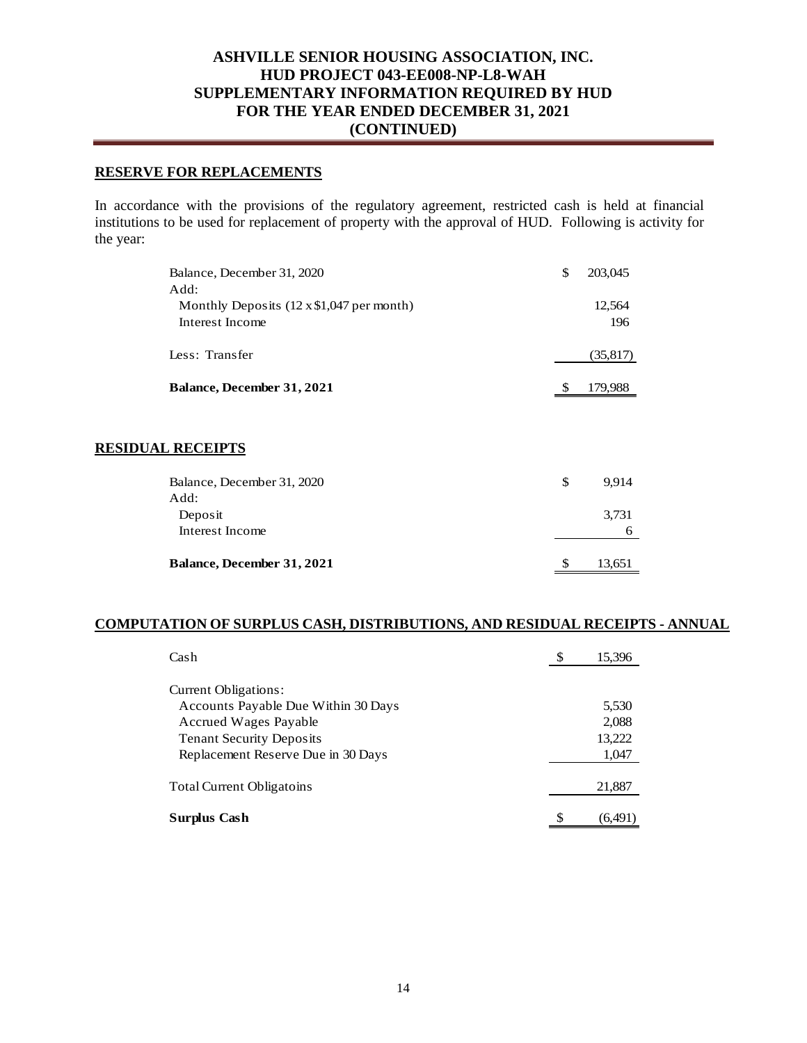# ASHVILLE SENIOR HOUSING ASSOCIATION, INC.
# HUD PROJECT 043-EE008-NP-L8-WAH
# SUPPLEMENTARY INFORMATION REQUIRED BY HUD
# FOR THE YEAR ENDED DECEMBER 31, 2021
# (CONTINUED)

## RESERVE FOR REPLACEMENTS

In accordance with the provisions of the regulatory agreement, restricted cash is held at financial institutions to be used for replacement of property with the approval of HUD. Following is activity for the year:

| | |
|---|---|
| Balance, December 31, 2020 | $ 203,045 |
| Add: | |
| Monthly Deposits (12 x $1,047 per month) | 12,564 |
| Interest Income | 196 |
| Less: Transfer | (35,817) |
| **Balance, December 31, 2021** | $ 179,988 |

## RESIDUAL RECEIPTS

| | |
|---|---|
| Balance, December 31, 2020 | $ 9,914 |
| Add: | |
| Deposit | 3,731 |
| Interest Income | 6 |
| **Balance, December 31, 2021** | $ 13,651 |

## COMPUTATION OF SURPLUS CASH, DISTRIBUTIONS, AND RESIDUAL RECEIPTS - ANNUAL

| | |
|---|---|
| Cash | $ 15,396 |
| Current Obligations: | |
| Accounts Payable Due Within 30 Days | 5,530 |
| Accrued Wages Payable | 2,088 |
| Tenant Security Deposits | 13,222 |
| Replacement Reserve Due in 30 Days | 1,047 |
| Total Current Obligatoins | 21,887 |
| **Surplus Cash** | $ (6,491) |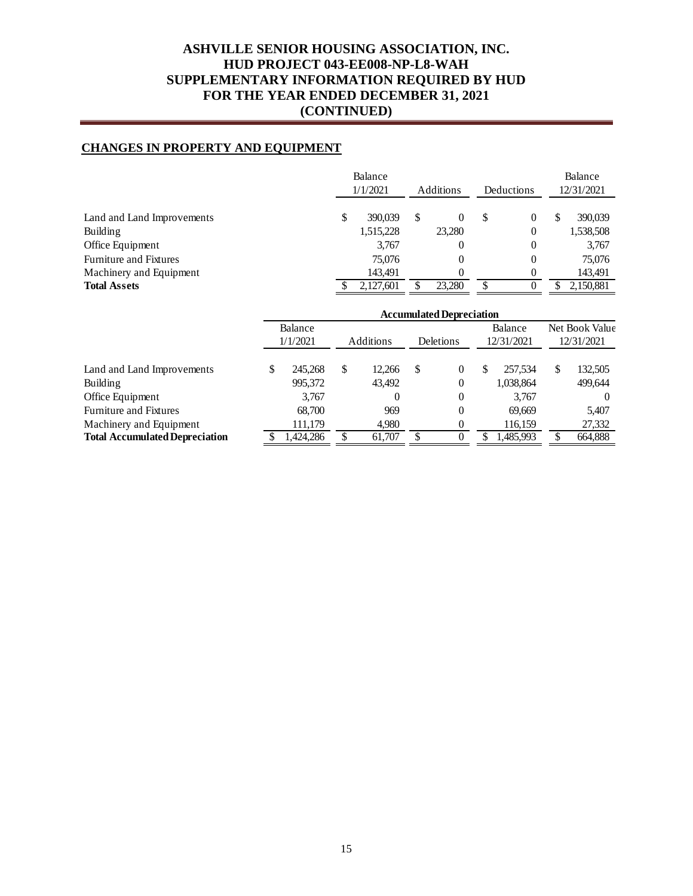# ASHVILLE SENIOR HOUSING ASSOCIATION, INC.
# HUD PROJECT 043-EE008-NP-L8-WAH
# SUPPLEMENTARY INFORMATION REQUIRED BY HUD
# FOR THE YEAR ENDED DECEMBER 31, 2021
# (CONTINUED)

## CHANGES IN PROPERTY AND EQUIPMENT

| | Balance 1/1/2021 | Additions | Deductions | Balance 12/31/2021 |
|---|---|---|---|---|
| Land and Land Improvements | $ 390,039 | $ 0 | $ 0 | $ 390,039 |
| Building | 1,515,228 | 23,280 | 0 | 1,538,508 |
| Office Equipment | 3,767 | 0 | 0 | 3,767 |
| Furniture and Fixtures | 75,076 | 0 | 0 | 75,076 |
| Machinery and Equipment | 143,491 | 0 | 0 | 143,491 |
| **Total Assets** | $ 2,127,601 | $ 23,280 | $ 0 | $ 2,150,881 |

| | Accumulated Depreciation | | | | |
|---|---|---|---|---|---|
| | Balance 1/1/2021 | Additions | Deletions | Balance 12/31/2021 | Net Book Value 12/31/2021 |
| Land and Land Improvements | $ 245,268 | $ 12,266 | $ 0 | $ 257,534 | $ 132,505 |
| Building | 995,372 | 43,492 | 0 | 1,038,864 | 499,644 |
| Office Equipment | 3,767 | 0 | 0 | 3,767 | 0 |
| Furniture and Fixtures | 68,700 | 969 | 0 | 69,669 | 5,407 |
| Machinery and Equipment | 111,179 | 4,980 | 0 | 116,159 | 27,332 |
| **Total Accumulated Depreciation** | $ 1,424,286 | $ 61,707 | $ 0 | $ 1,485,993 | $ 664,888 |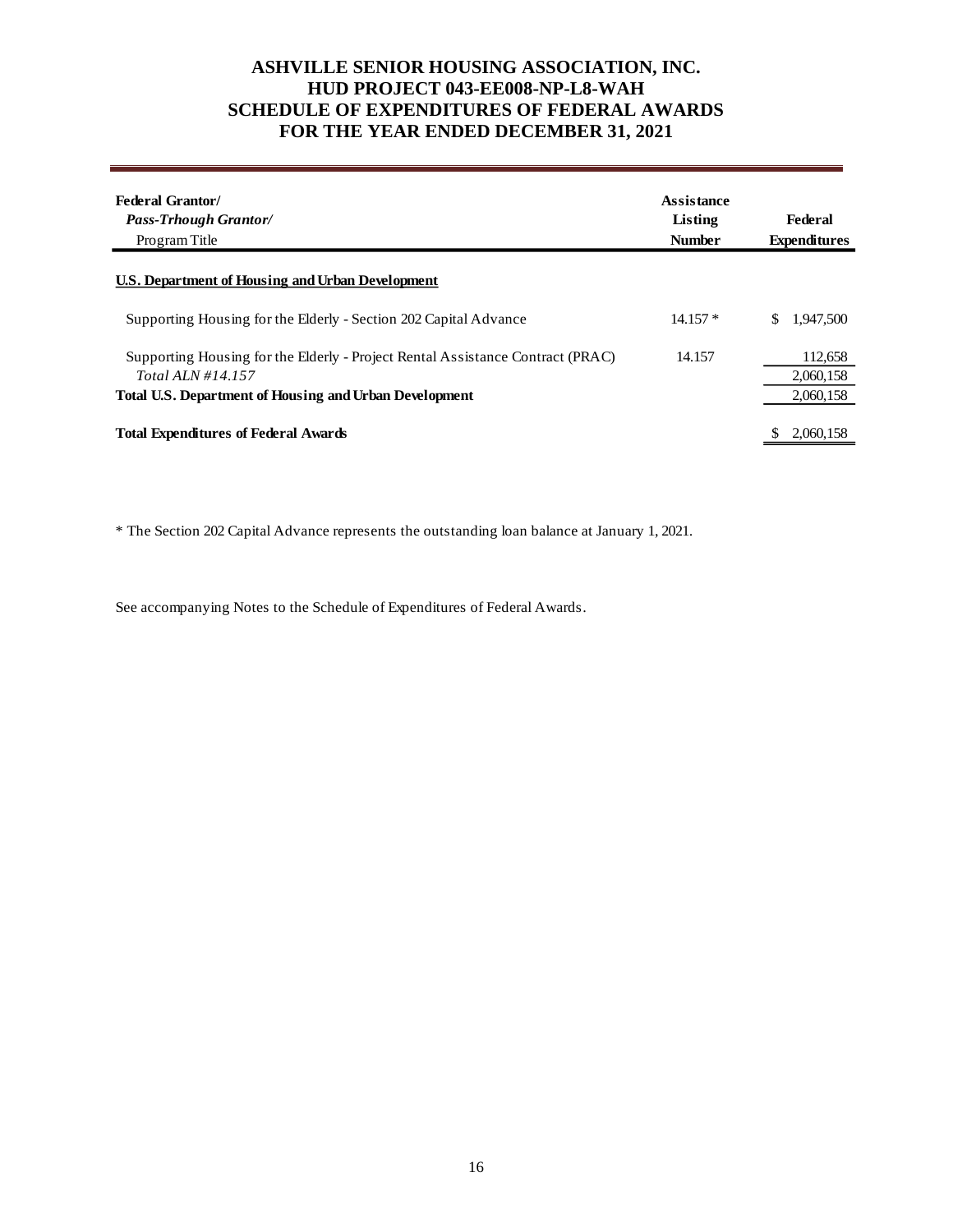# ASHVILLE SENIOR HOUSING ASSOCIATION, INC.
# HUD PROJECT 043-EE008-NP-L8-WAH
# SCHEDULE OF EXPENDITURES OF FEDERAL AWARDS
# FOR THE YEAR ENDED DECEMBER 31, 2021

| **Federal Grantor/** <br> ***Pass-Trhough Grantor/*** <br> Program Title | **Assistance Listing Number** | **Federal Expenditures** |
|---|---|---|
| **U.S. Department of Housing and Urban Development** | | |
| Supporting Housing for the Elderly - Section 202 Capital Advance | 14.157 * | $ 1,947,500 |
| Supporting Housing for the Elderly - Project Rental Assistance Contract (PRAC) | 14.157 | 112,658 |
| *Total ALN #14.157* | | 2,060,158 |
| **Total U.S. Department of Housing and Urban Development** | | 2,060,158 |
| **Total Expenditures of Federal Awards** | | $ 2,060,158 |

* The Section 202 Capital Advance represents the outstanding loan balance at January 1, 2021.

See accompanying Notes to the Schedule of Expenditures of Federal Awards.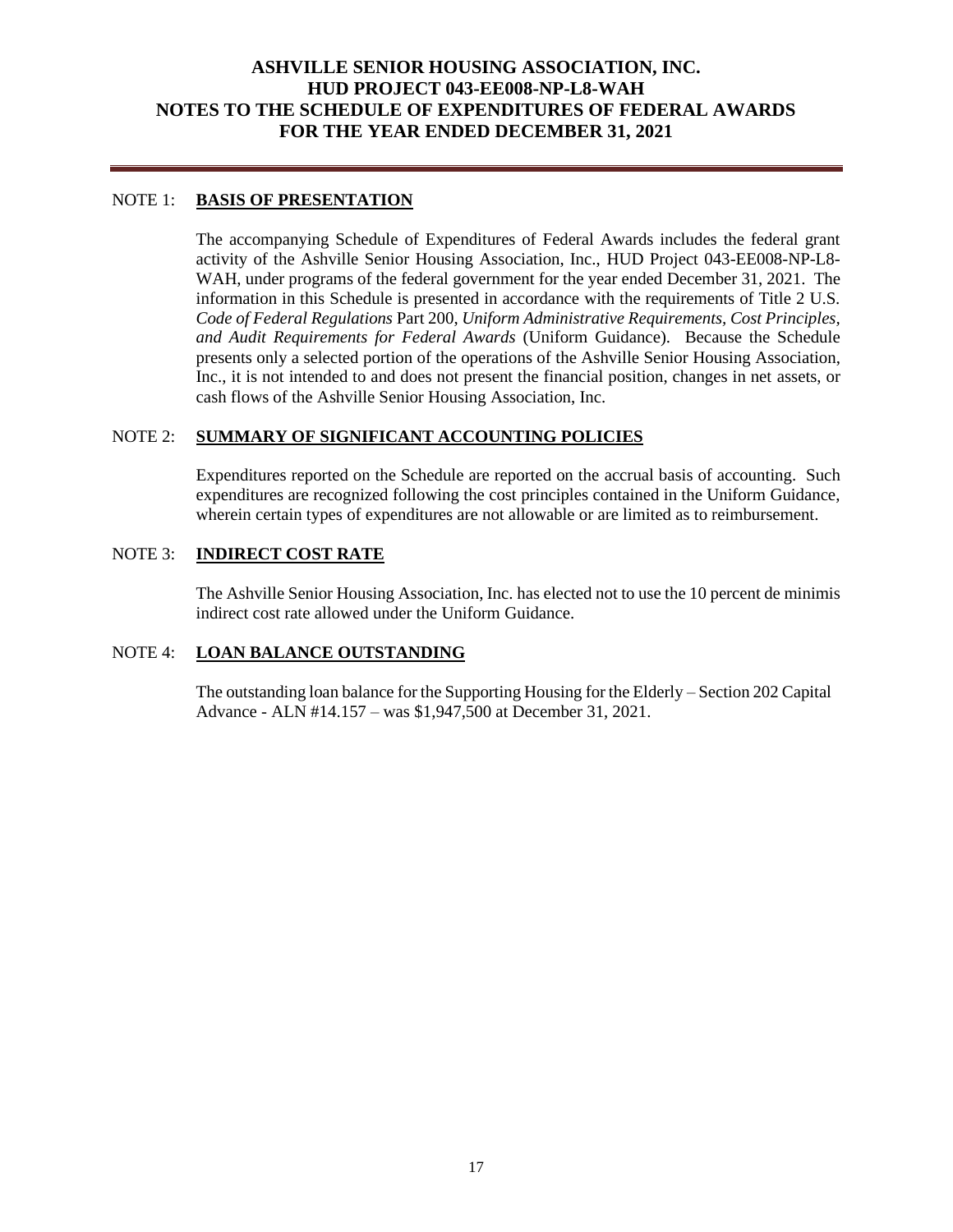# ASHVILLE SENIOR HOUSING ASSOCIATION, INC.
# HUD PROJECT 043-EE008-NP-L8-WAH
# NOTES TO THE SCHEDULE OF EXPENDITURES OF FEDERAL AWARDS
# FOR THE YEAR ENDED DECEMBER 31, 2021

NOTE 1: **BASIS OF PRESENTATION**

The accompanying Schedule of Expenditures of Federal Awards includes the federal grant activity of the Ashville Senior Housing Association, Inc., HUD Project 043-EE008-NP-L8-WAH, under programs of the federal government for the year ended December 31, 2021. The information in this Schedule is presented in accordance with the requirements of Title 2 U.S. *Code of Federal Regulations* Part 200, *Uniform Administrative Requirements, Cost Principles, and Audit Requirements for Federal Awards* (Uniform Guidance). Because the Schedule presents only a selected portion of the operations of the Ashville Senior Housing Association, Inc., it is not intended to and does not present the financial position, changes in net assets, or cash flows of the Ashville Senior Housing Association, Inc.

NOTE 2: **SUMMARY OF SIGNIFICANT ACCOUNTING POLICIES**

Expenditures reported on the Schedule are reported on the accrual basis of accounting. Such expenditures are recognized following the cost principles contained in the Uniform Guidance, wherein certain types of expenditures are not allowable or are limited as to reimbursement.

NOTE 3: **INDIRECT COST RATE**

The Ashville Senior Housing Association, Inc. has elected not to use the 10 percent de minimis indirect cost rate allowed under the Uniform Guidance.

NOTE 4: **LOAN BALANCE OUTSTANDING**

The outstanding loan balance for the Supporting Housing for the Elderly – Section 202 Capital Advance - ALN #14.157 – was $1,947,500 at December 31, 2021.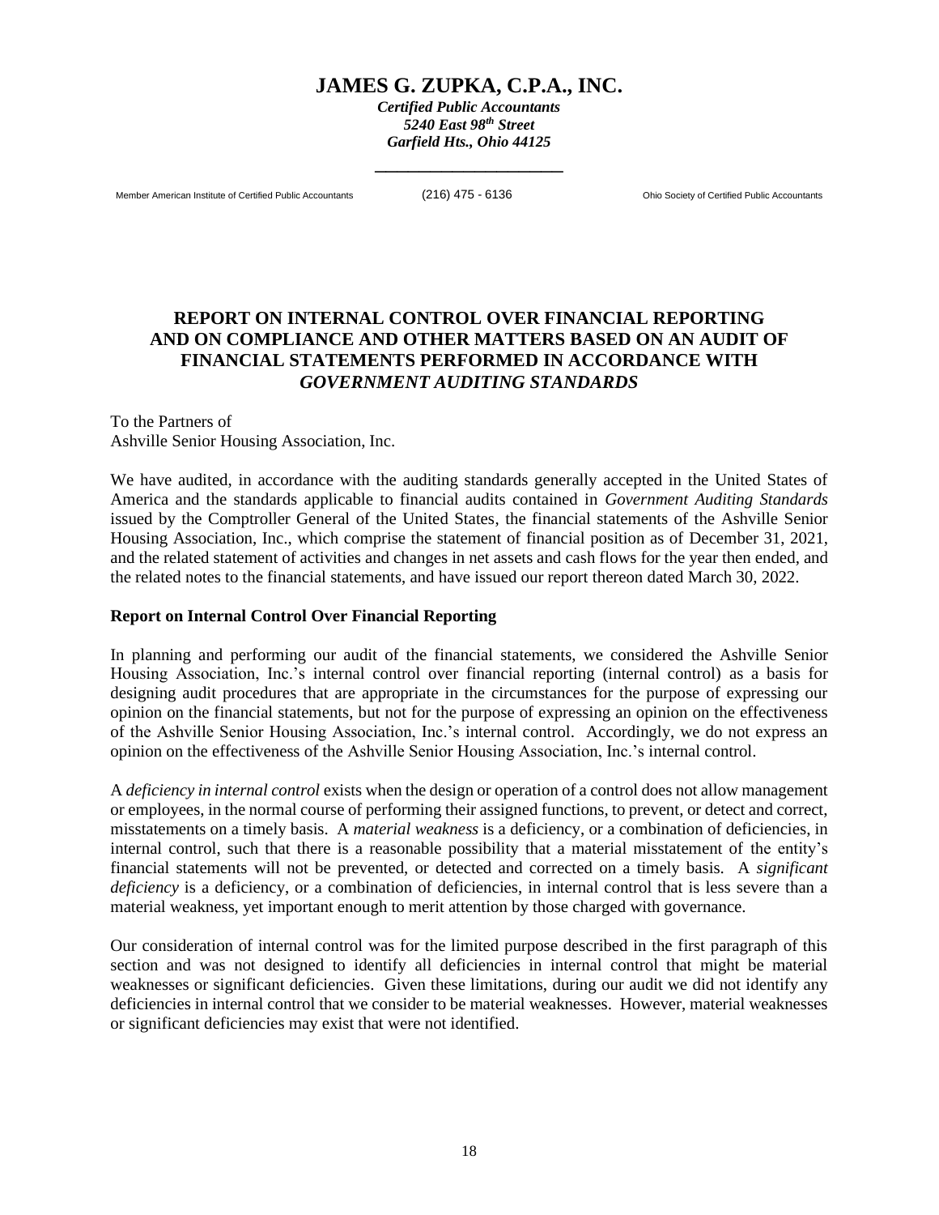# JAMES G. ZUPKA, C.P.A., INC.

***Certified Public Accountants***
***5240 East 98th Street***
***Garfield Hts., Ohio 44125***

Member American Institute of Certified Public Accountants (216) 475 - 6136 Ohio Society of Certified Public Accountants

## REPORT ON INTERNAL CONTROL OVER FINANCIAL REPORTING AND ON COMPLIANCE AND OTHER MATTERS BASED ON AN AUDIT OF FINANCIAL STATEMENTS PERFORMED IN ACCORDANCE WITH *GOVERNMENT AUDITING STANDARDS*

To the Partners of
Ashville Senior Housing Association, Inc.

We have audited, in accordance with the auditing standards generally accepted in the United States of America and the standards applicable to financial audits contained in *Government Auditing Standards* issued by the Comptroller General of the United States, the financial statements of the Ashville Senior Housing Association, Inc., which comprise the statement of financial position as of December 31, 2021, and the related statement of activities and changes in net assets and cash flows for the year then ended, and the related notes to the financial statements, and have issued our report thereon dated March 30, 2022.

**Report on Internal Control Over Financial Reporting**

In planning and performing our audit of the financial statements, we considered the Ashville Senior Housing Association, Inc.'s internal control over financial reporting (internal control) as a basis for designing audit procedures that are appropriate in the circumstances for the purpose of expressing our opinion on the financial statements, but not for the purpose of expressing an opinion on the effectiveness of the Ashville Senior Housing Association, Inc.'s internal control. Accordingly, we do not express an opinion on the effectiveness of the Ashville Senior Housing Association, Inc.'s internal control.

A *deficiency in internal control* exists when the design or operation of a control does not allow management or employees, in the normal course of performing their assigned functions, to prevent, or detect and correct, misstatements on a timely basis. A *material weakness* is a deficiency, or a combination of deficiencies, in internal control, such that there is a reasonable possibility that a material misstatement of the entity's financial statements will not be prevented, or detected and corrected on a timely basis. A *significant deficiency* is a deficiency, or a combination of deficiencies, in internal control that is less severe than a material weakness, yet important enough to merit attention by those charged with governance.

Our consideration of internal control was for the limited purpose described in the first paragraph of this section and was not designed to identify all deficiencies in internal control that might be material weaknesses or significant deficiencies. Given these limitations, during our audit we did not identify any deficiencies in internal control that we consider to be material weaknesses. However, material weaknesses or significant deficiencies may exist that were not identified.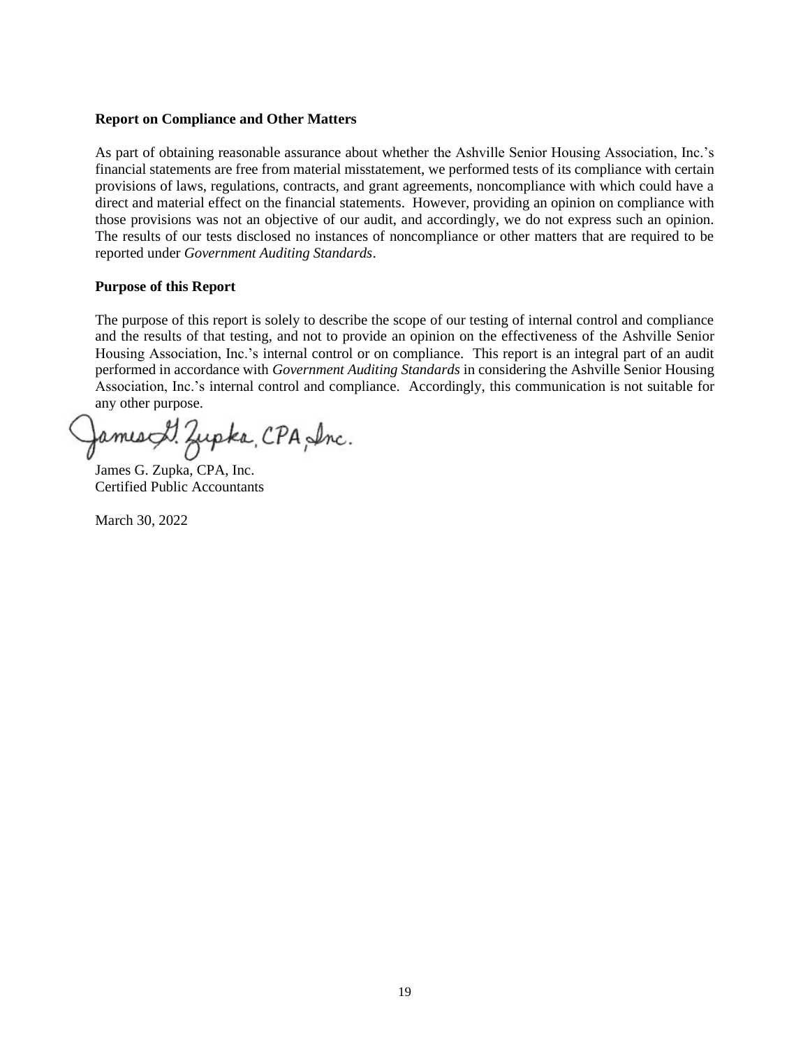**Report on Compliance and Other Matters**

As part of obtaining reasonable assurance about whether the Ashville Senior Housing Association, Inc.'s financial statements are free from material misstatement, we performed tests of its compliance with certain provisions of laws, regulations, contracts, and grant agreements, noncompliance with which could have a direct and material effect on the financial statements. However, providing an opinion on compliance with those provisions was not an objective of our audit, and accordingly, we do not express such an opinion. The results of our tests disclosed no instances of noncompliance or other matters that are required to be reported under *Government Auditing Standards*.

**Purpose of this Report**

The purpose of this report is solely to describe the scope of our testing of internal control and compliance and the results of that testing, and not to provide an opinion on the effectiveness of the Ashville Senior Housing Association, Inc.'s internal control or on compliance. This report is an integral part of an audit performed in accordance with *Government Auditing Standards* in considering the Ashville Senior Housing Association, Inc.'s internal control and compliance. Accordingly, this communication is not suitable for any other purpose.

James G. Zupka, CPA, Inc.
Certified Public Accountants

March 30, 2022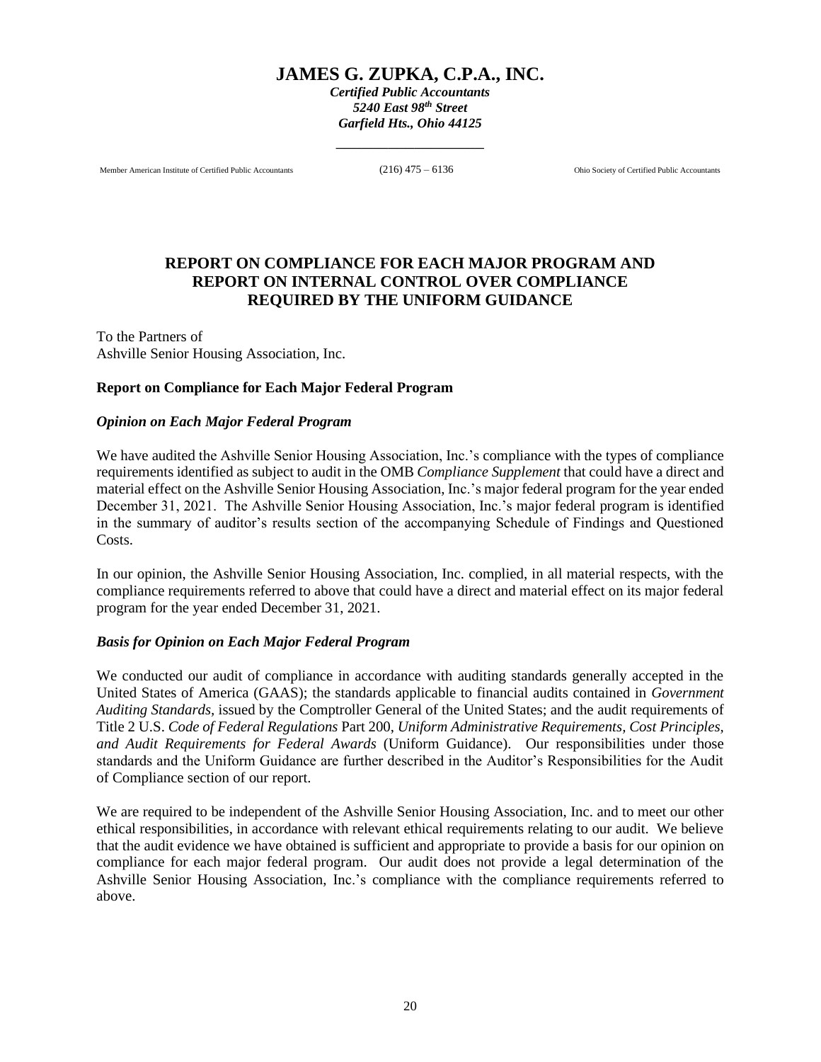# JAMES G. ZUPKA, C.P.A., INC.

***Certified Public Accountants***
***5240 East 98th Street***
***Garfield Hts., Ohio 44125***

Member American Institute of Certified Public Accountants (216) 475 – 6136 Ohio Society of Certified Public Accountants

## REPORT ON COMPLIANCE FOR EACH MAJOR PROGRAM AND REPORT ON INTERNAL CONTROL OVER COMPLIANCE REQUIRED BY THE UNIFORM GUIDANCE

To the Partners of
Ashville Senior Housing Association, Inc.

### Report on Compliance for Each Major Federal Program

#### *Opinion on Each Major Federal Program*

We have audited the Ashville Senior Housing Association, Inc.'s compliance with the types of compliance requirements identified as subject to audit in the OMB *Compliance Supplement* that could have a direct and material effect on the Ashville Senior Housing Association, Inc.'s major federal program for the year ended December 31, 2021. The Ashville Senior Housing Association, Inc.'s major federal program is identified in the summary of auditor's results section of the accompanying Schedule of Findings and Questioned Costs.

In our opinion, the Ashville Senior Housing Association, Inc. complied, in all material respects, with the compliance requirements referred to above that could have a direct and material effect on its major federal program for the year ended December 31, 2021.

#### *Basis for Opinion on Each Major Federal Program*

We conducted our audit of compliance in accordance with auditing standards generally accepted in the United States of America (GAAS); the standards applicable to financial audits contained in *Government Auditing Standards*, issued by the Comptroller General of the United States; and the audit requirements of Title 2 U.S. *Code of Federal Regulations* Part 200, *Uniform Administrative Requirements, Cost Principles, and Audit Requirements for Federal Awards* (Uniform Guidance). Our responsibilities under those standards and the Uniform Guidance are further described in the Auditor's Responsibilities for the Audit of Compliance section of our report.

We are required to be independent of the Ashville Senior Housing Association, Inc. and to meet our other ethical responsibilities, in accordance with relevant ethical requirements relating to our audit. We believe that the audit evidence we have obtained is sufficient and appropriate to provide a basis for our opinion on compliance for each major federal program. Our audit does not provide a legal determination of the Ashville Senior Housing Association, Inc.'s compliance with the compliance requirements referred to above.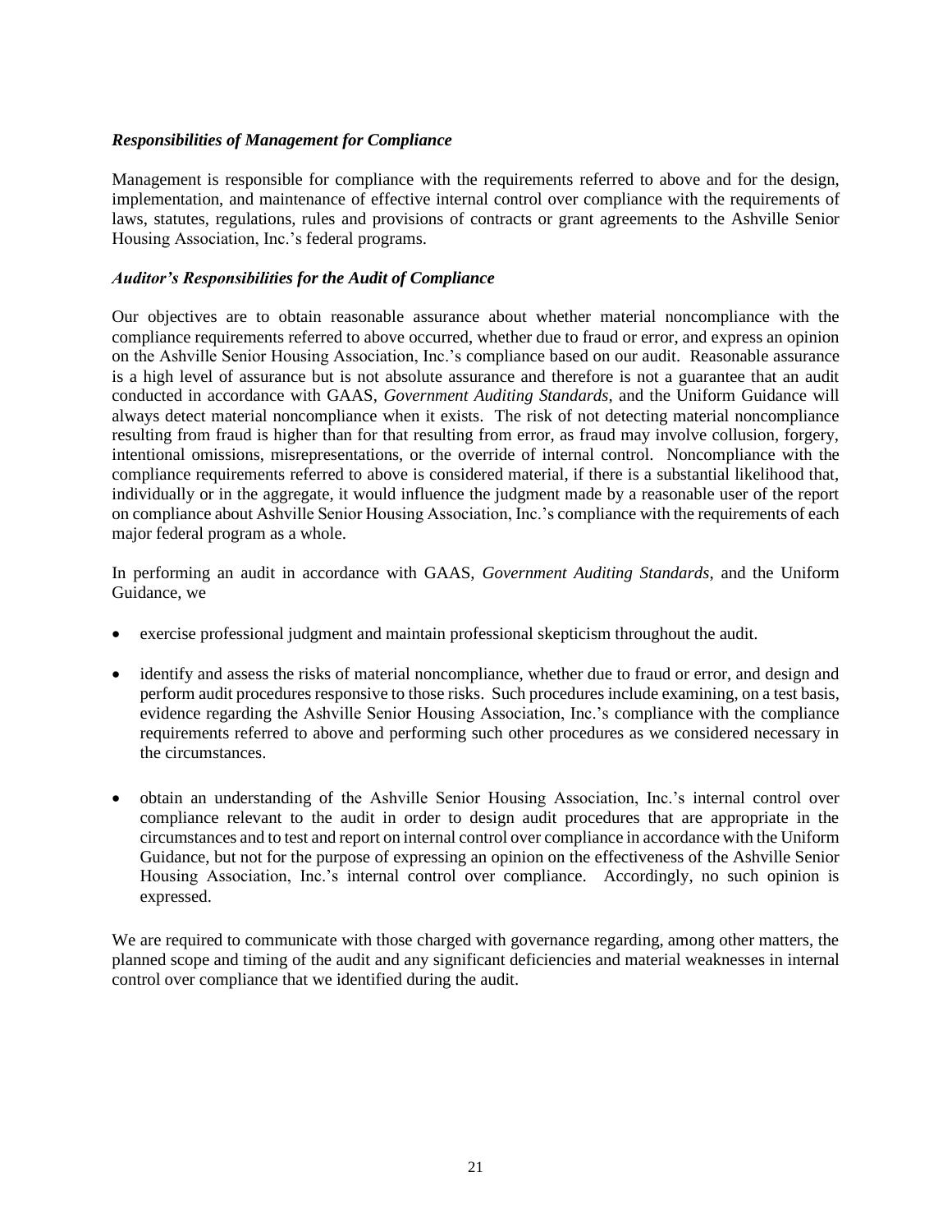***Responsibilities of Management for Compliance***

Management is responsible for compliance with the requirements referred to above and for the design, implementation, and maintenance of effective internal control over compliance with the requirements of laws, statutes, regulations, rules and provisions of contracts or grant agreements to the Ashville Senior Housing Association, Inc.'s federal programs.

***Auditor's Responsibilities for the Audit of Compliance***

Our objectives are to obtain reasonable assurance about whether material noncompliance with the compliance requirements referred to above occurred, whether due to fraud or error, and express an opinion on the Ashville Senior Housing Association, Inc.'s compliance based on our audit. Reasonable assurance is a high level of assurance but is not absolute assurance and therefore is not a guarantee that an audit conducted in accordance with GAAS, *Government Auditing Standards*, and the Uniform Guidance will always detect material noncompliance when it exists. The risk of not detecting material noncompliance resulting from fraud is higher than for that resulting from error, as fraud may involve collusion, forgery, intentional omissions, misrepresentations, or the override of internal control. Noncompliance with the compliance requirements referred to above is considered material, if there is a substantial likelihood that, individually or in the aggregate, it would influence the judgment made by a reasonable user of the report on compliance about Ashville Senior Housing Association, Inc.'s compliance with the requirements of each major federal program as a whole.

In performing an audit in accordance with GAAS, *Government Auditing Standards*, and the Uniform Guidance, we

- exercise professional judgment and maintain professional skepticism throughout the audit.
- identify and assess the risks of material noncompliance, whether due to fraud or error, and design and perform audit procedures responsive to those risks. Such procedures include examining, on a test basis, evidence regarding the Ashville Senior Housing Association, Inc.'s compliance with the compliance requirements referred to above and performing such other procedures as we considered necessary in the circumstances.
- obtain an understanding of the Ashville Senior Housing Association, Inc.'s internal control over compliance relevant to the audit in order to design audit procedures that are appropriate in the circumstances and to test and report on internal control over compliance in accordance with the Uniform Guidance, but not for the purpose of expressing an opinion on the effectiveness of the Ashville Senior Housing Association, Inc.'s internal control over compliance. Accordingly, no such opinion is expressed.

We are required to communicate with those charged with governance regarding, among other matters, the planned scope and timing of the audit and any significant deficiencies and material weaknesses in internal control over compliance that we identified during the audit.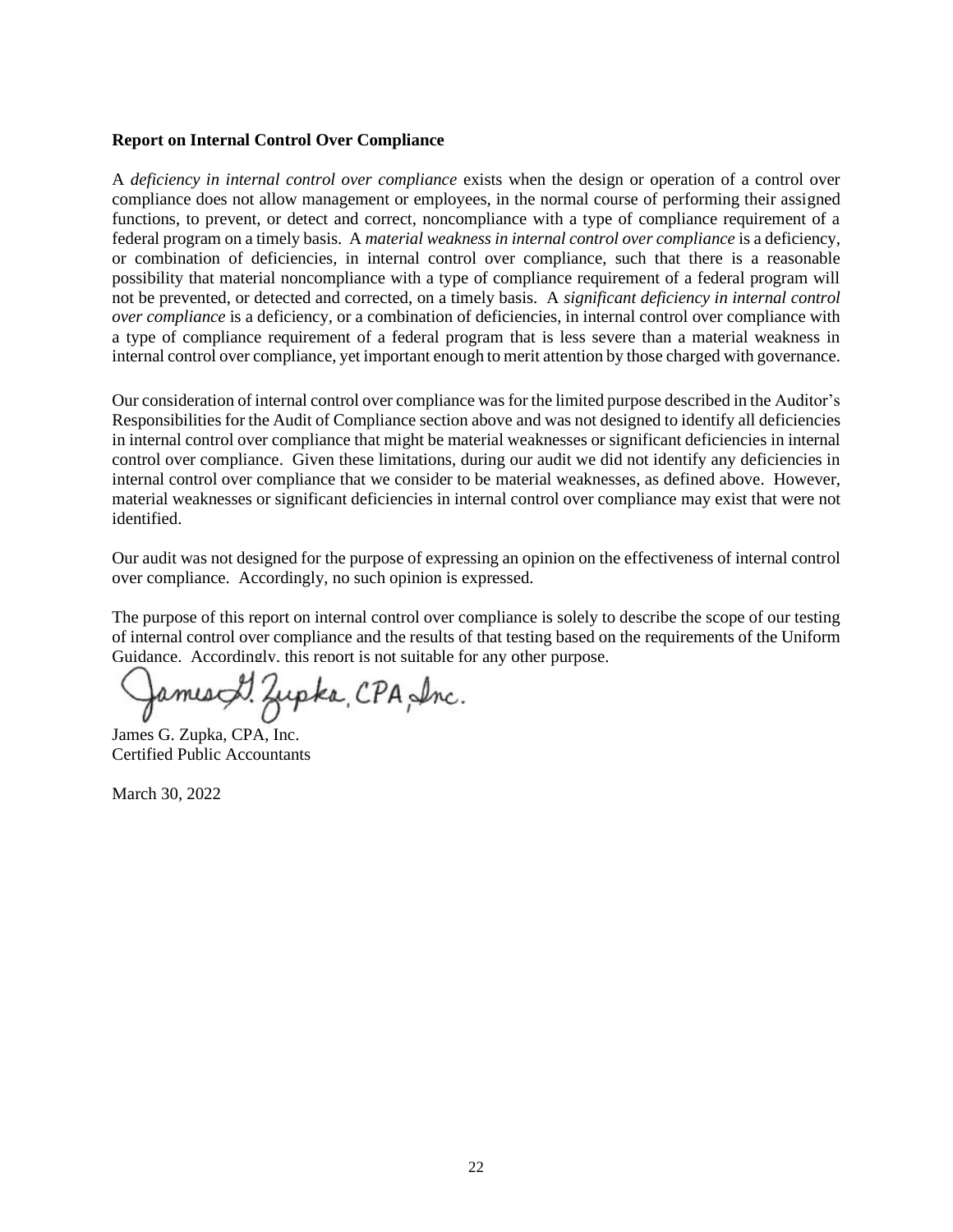### Report on Internal Control Over Compliance

A *deficiency in internal control over compliance* exists when the design or operation of a control over compliance does not allow management or employees, in the normal course of performing their assigned functions, to prevent, or detect and correct, noncompliance with a type of compliance requirement of a federal program on a timely basis. A *material weakness in internal control over compliance* is a deficiency, or combination of deficiencies, in internal control over compliance, such that there is a reasonable possibility that material noncompliance with a type of compliance requirement of a federal program will not be prevented, or detected and corrected, on a timely basis. A *significant deficiency in internal control over compliance* is a deficiency, or a combination of deficiencies, in internal control over compliance with a type of compliance requirement of a federal program that is less severe than a material weakness in internal control over compliance, yet important enough to merit attention by those charged with governance.

Our consideration of internal control over compliance was for the limited purpose described in the Auditor's Responsibilities for the Audit of Compliance section above and was not designed to identify all deficiencies in internal control over compliance that might be material weaknesses or significant deficiencies in internal control over compliance. Given these limitations, during our audit we did not identify any deficiencies in internal control over compliance that we consider to be material weaknesses, as defined above. However, material weaknesses or significant deficiencies in internal control over compliance may exist that were not identified.

Our audit was not designed for the purpose of expressing an opinion on the effectiveness of internal control over compliance. Accordingly, no such opinion is expressed.

The purpose of this report on internal control over compliance is solely to describe the scope of our testing of internal control over compliance and the results of that testing based on the requirements of the Uniform Guidance. Accordingly, this report is not suitable for any other purpose.

James G. Zupka, CPA, Inc.

James G. Zupka, CPA, Inc.
Certified Public Accountants

March 30, 2022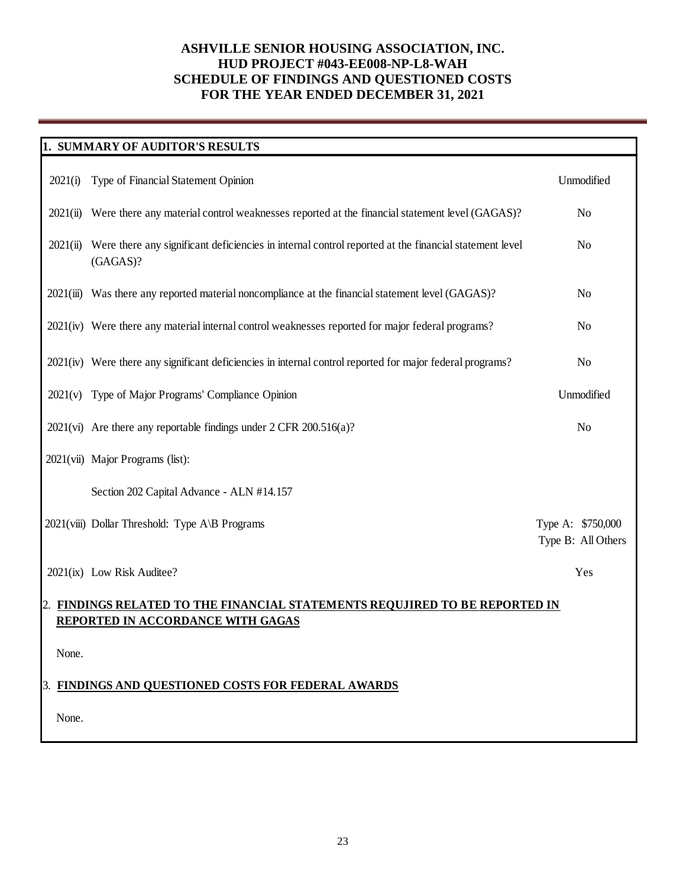# ASHVILLE SENIOR HOUSING ASSOCIATION, INC.
# HUD PROJECT #043-EE008-NP-L8-WAH
# SCHEDULE OF FINDINGS AND QUESTIONED COSTS
# FOR THE YEAR ENDED DECEMBER 31, 2021

## 1. SUMMARY OF AUDITOR'S RESULTS

| | | |
|---|---|---|
| 2021(i) | Type of Financial Statement Opinion | Unmodified |
| 2021(ii) | Were there any material control weaknesses reported at the financial statement level (GAGAS)? | No |
| 2021(ii) | Were there any significant deficiencies in internal control reported at the financial statement level (GAGAS)? | No |
| 2021(iii) | Was there any reported material noncompliance at the financial statement level (GAGAS)? | No |
| 2021(iv) | Were there any material internal control weaknesses reported for major federal programs? | No |
| 2021(iv) | Were there any significant deficiencies in internal control reported for major federal programs? | No |
| 2021(v) | Type of Major Programs' Compliance Opinion | Unmodified |
| 2021(vi) | Are there any reportable findings under 2 CFR 200.516(a)? | No |
| 2021(vii) | Major Programs (list): | |
| | Section 202 Capital Advance - ALN #14.157 | |
| 2021(viii) | Dollar Threshold: Type A\B Programs | Type A: $750,000<br>Type B: All Others |
| 2021(ix) | Low Risk Auditee? | Yes |

## 2. FINDINGS RELATED TO THE FINANCIAL STATEMENTS REQUJIRED TO BE REPORTED IN REPORTED IN ACCORDANCE WITH GAGAS

None.

## 3. FINDINGS AND QUESTIONED COSTS FOR FEDERAL AWARDS

None.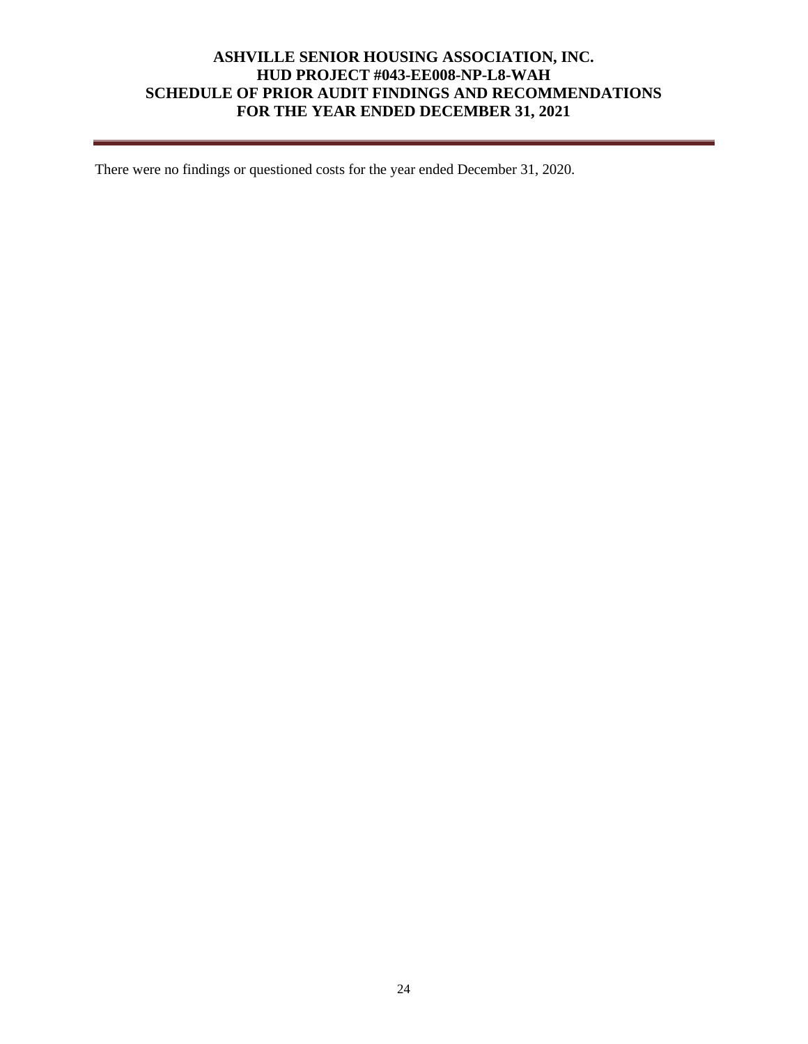# ASHVILLE SENIOR HOUSING ASSOCIATION, INC.
# HUD PROJECT #043-EE008-NP-L8-WAH
# SCHEDULE OF PRIOR AUDIT FINDINGS AND RECOMMENDATIONS
# FOR THE YEAR ENDED DECEMBER 31, 2021

There were no findings or questioned costs for the year ended December 31, 2020.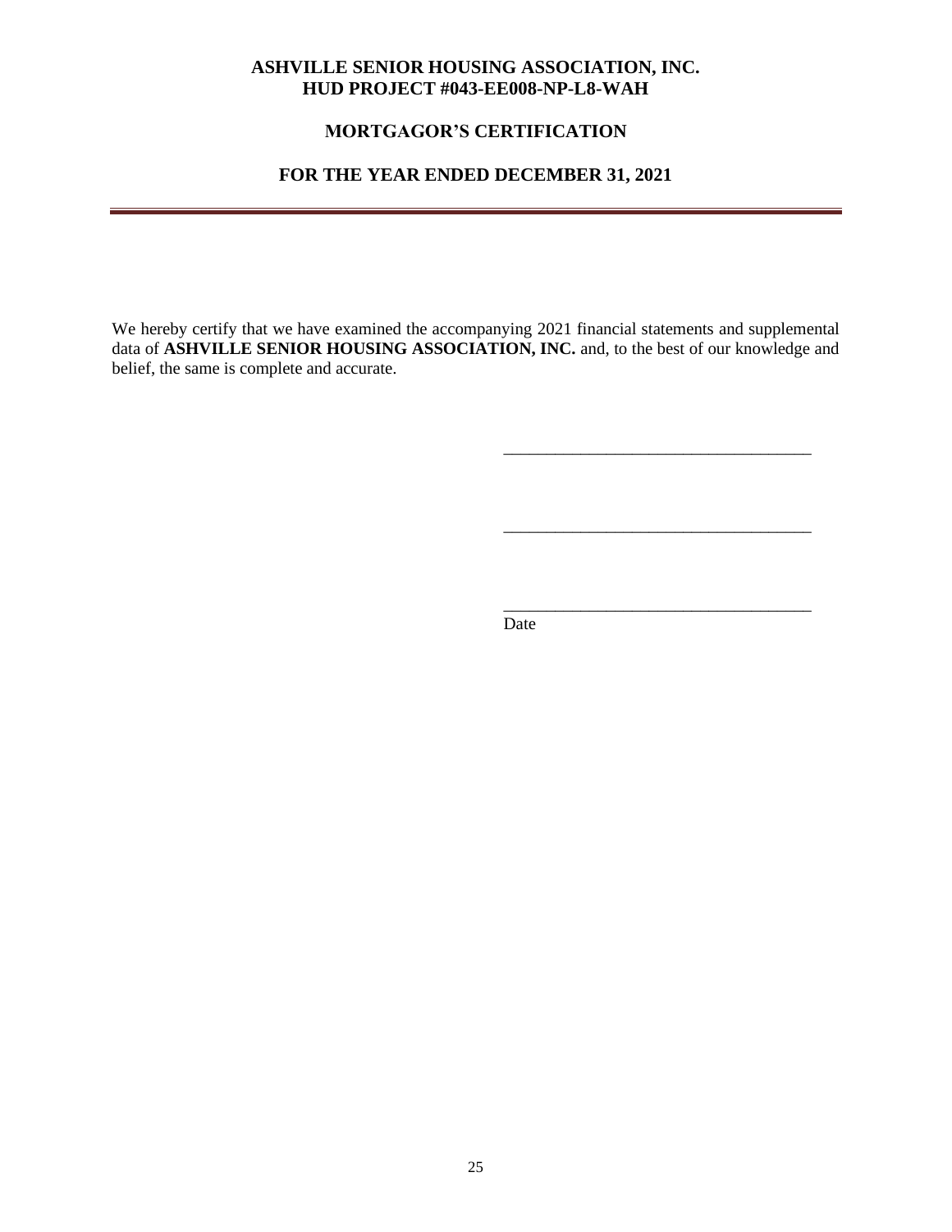**ASHVILLE SENIOR HOUSING ASSOCIATION, INC.**
**HUD PROJECT #043-EE008-NP-L8-WAH**

**MORTGAGOR'S CERTIFICATION**

**FOR THE YEAR ENDED DECEMBER 31, 2021**

---

We hereby certify that we have examined the accompanying 2021 financial statements and supplemental data of **ASHVILLE SENIOR HOUSING ASSOCIATION, INC.** and, to the best of our knowledge and belief, the same is complete and accurate.

____________________________________

____________________________________

____________________________________
Date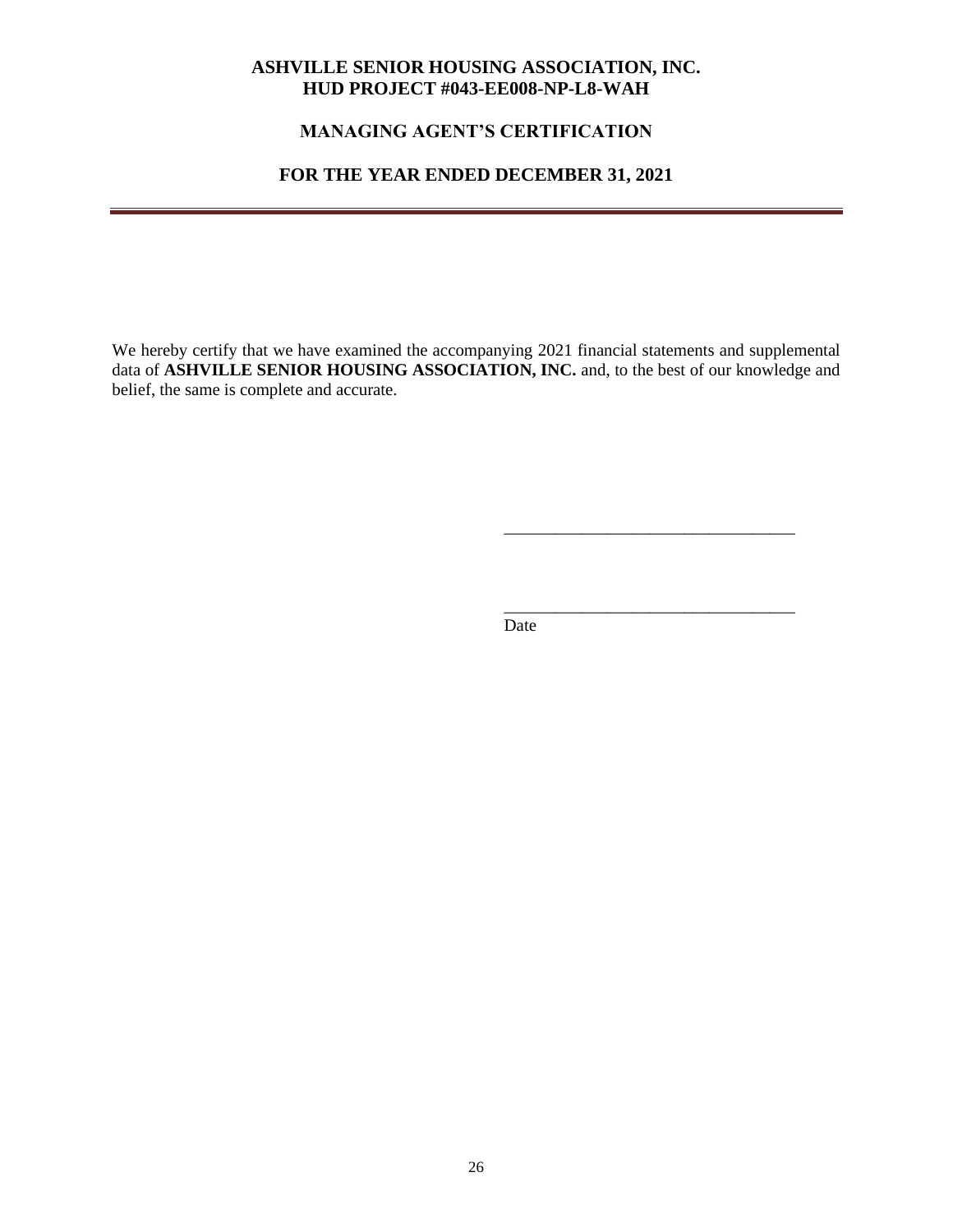# ASHVILLE SENIOR HOUSING ASSOCIATION, INC.
# HUD PROJECT #043-EE008-NP-L8-WAH

## MANAGING AGENT'S CERTIFICATION

## FOR THE YEAR ENDED DECEMBER 31, 2021

We hereby certify that we have examined the accompanying 2021 financial statements and supplemental data of **ASHVILLE SENIOR HOUSING ASSOCIATION, INC.** and, to the best of our knowledge and belief, the same is complete and accurate.

\_\_\_\_\_\_\_\_\_\_\_\_\_\_\_\_\_\_\_\_\_\_\_\_\_\_\_\_\_\_\_\_\_\_

\_\_\_\_\_\_\_\_\_\_\_\_\_\_\_\_\_\_\_\_\_\_\_\_\_\_\_\_\_\_\_\_\_\_
Date